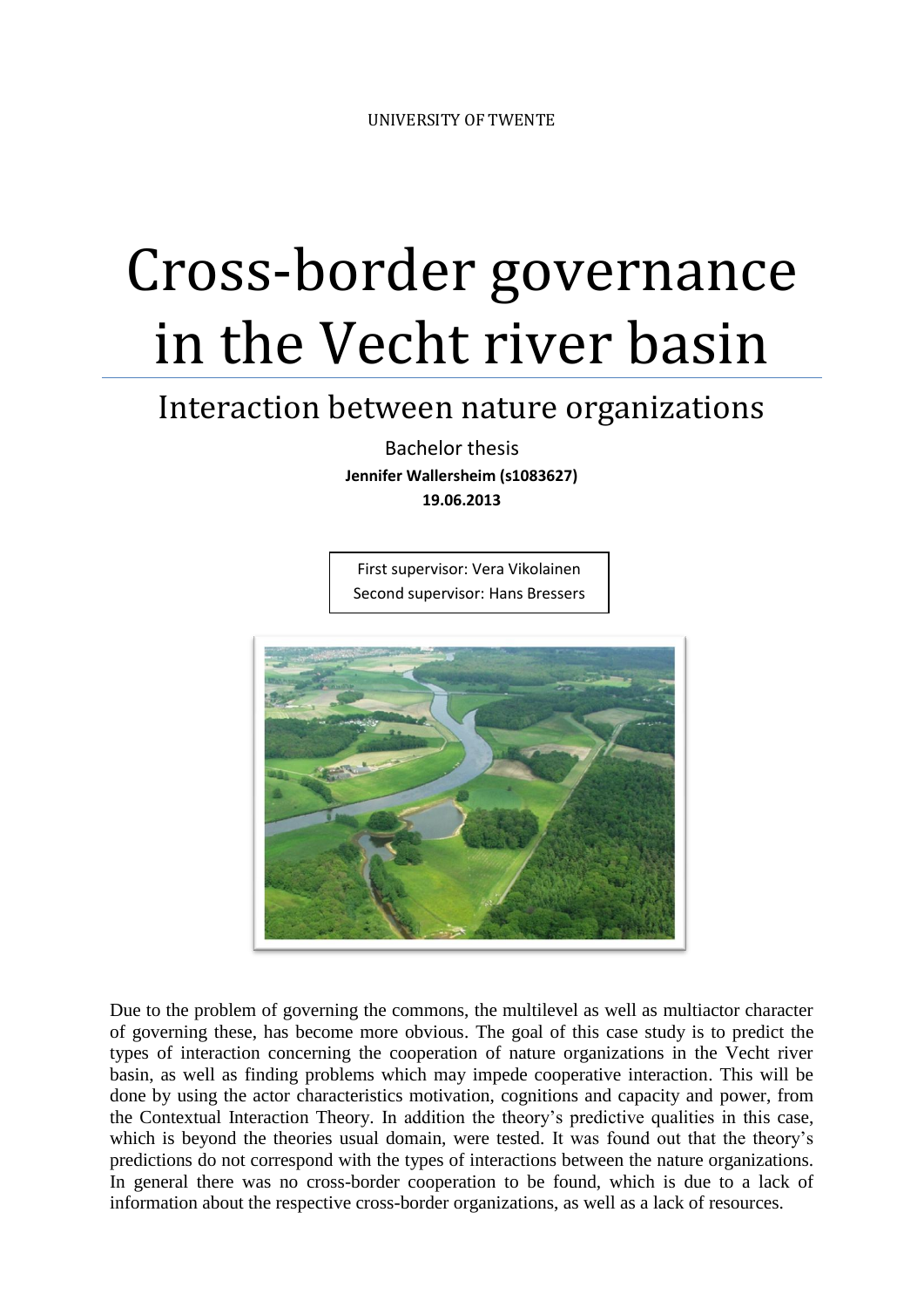UNIVERSITY OF TWENTE

# Cross-border governance in the Vecht river basin

## Interaction between nature organizations

Bachelor thesis

**Jennifer Wallersheim (s1083627)**

**19.06.2013**

First supervisor: Vera Vikolainen
Second supervisor: Hans Bressers

Due to the problem of governing the commons, the multilevel as well as multiactor character of governing these, has become more obvious. The goal of this case study is to predict the types of interaction concerning the cooperation of nature organizations in the Vecht river basin, as well as finding problems which may impede cooperative interaction. This will be done by using the actor characteristics motivation, cognitions and capacity and power, from the Contextual Interaction Theory. In addition the theory's predictive qualities in this case, which is beyond the theories usual domain, were tested. It was found out that the theory's predictions do not correspond with the types of interactions between the nature organizations. In general there was no cross-border cooperation to be found, which is due to a lack of information about the respective cross-border organizations, as well as a lack of resources.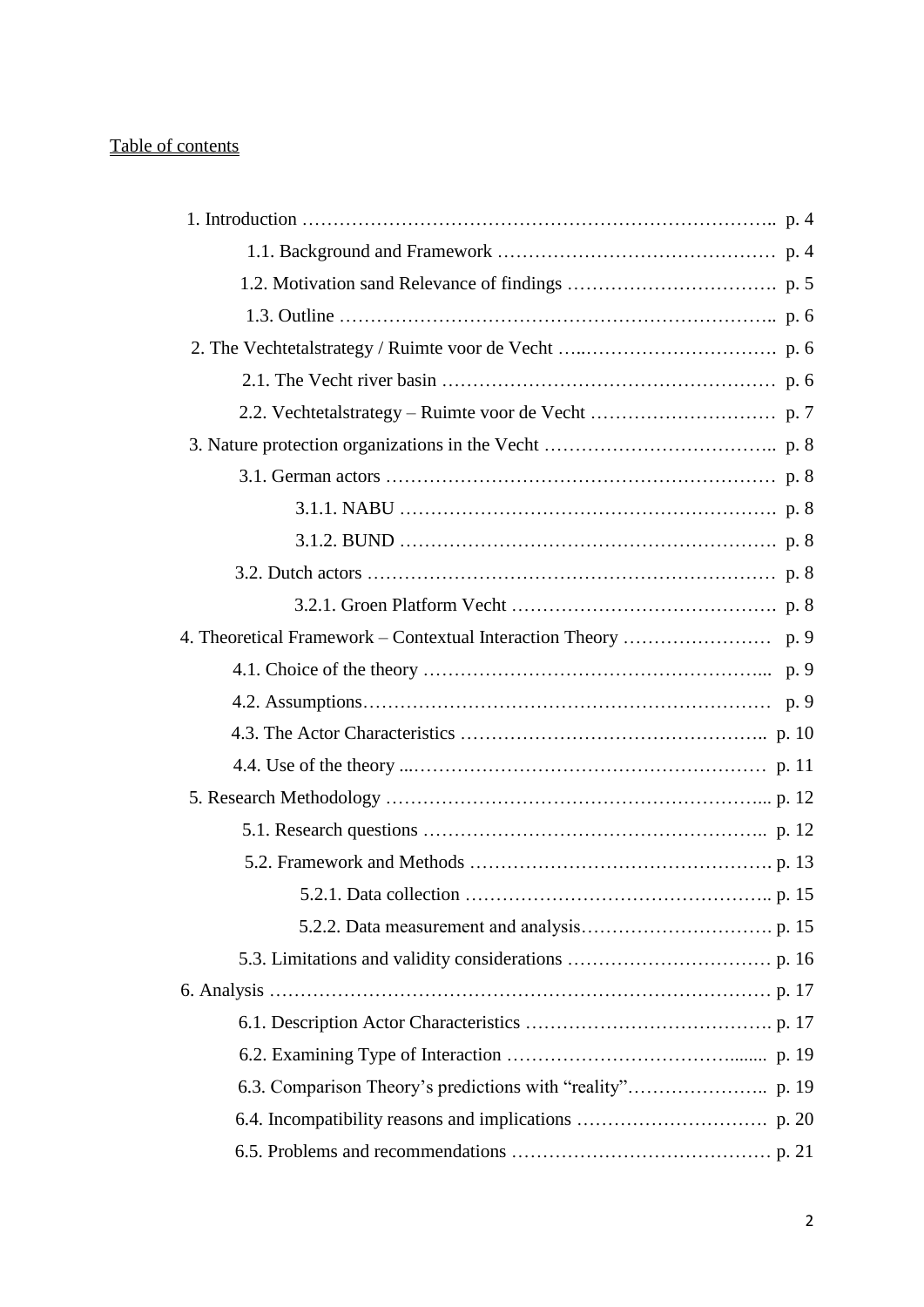Table of contents

1. Introduction ………………………………………………………………….. p. 4
    1.1. Background and Framework ……………………………………… p. 4
    1.2. Motivation sand Relevance of findings ……………………………. p. 5
    1.3. Outline ……………………………………………………………….. p. 6
2. The Vechtetalstrategy / Ruimte voor de Vecht …..…………………………. p. 6
    2.1. The Vecht river basin ……………………………………………… p. 6
    2.2. Vechtetalstrategy – Ruimte voor de Vecht ………………………… p. 7
3. Nature protection organizations in the Vecht ……………………………….. p. 8
    3.1. German actors ……………………………………………………… p. 8
        3.1.1. NABU ……………………………………………………. p. 8
        3.1.2. BUND ……………………………………………………. p. 8
    3.2. Dutch actors ………………………………………………………… p. 8
        3.2.1. Groen Platform Vecht ……………………………………. p. 8
4. Theoretical Framework – Contextual Interaction Theory …………………… p. 9
    4.1. Choice of the theory ……………………………………………... p. 9
    4.2. Assumptions………………………………………………………… p. 9
    4.3. The Actor Characteristics ……………………………………….. p. 10
    4.4. Use of the theory ...………………………………………………… p. 11
5. Research Methodology ……………………………………………………... p. 12
    5.1. Research questions ……………………………………………….. p. 12
    5.2. Framework and Methods …………………………………………. p. 13
        5.2.1. Data collection ………………………………………….. p. 15
        5.2.2. Data measurement and analysis…………………………. p. 15
    5.3. Limitations and validity considerations …………………………… p. 16
6. Analysis ……………………………………………………………………… p. 17
    6.1. Description Actor Characteristics …………………………………. p. 17
    6.2. Examining Type of Interaction …………………………….......  p. 19
    6.3. Comparison Theory's predictions with "reality"………………….. p. 19
    6.4. Incompatibility reasons and implications …………………………  p. 20
    6.5. Problems and recommendations …………………………………… p. 21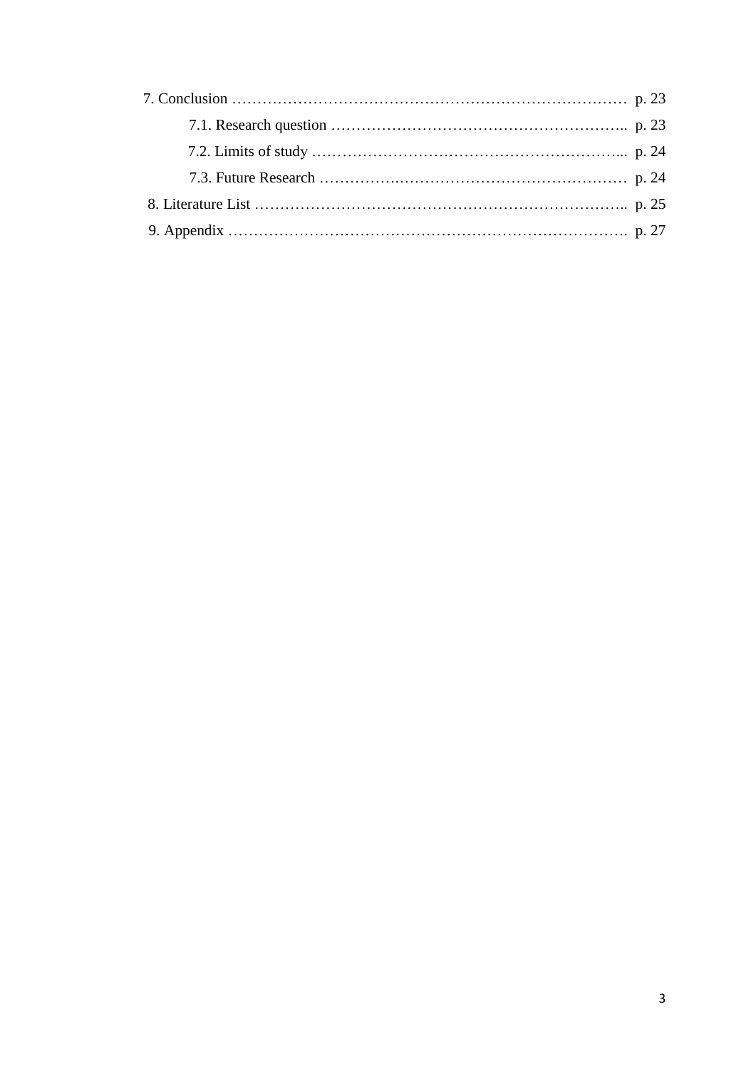7. Conclusion …………………………………………………………………… p. 23

7.1. Research question ………………………………………………….. p. 23

7.2. Limits of study ……………………………………………………... p. 24

7.3. Future Research ……………………………………………………. p. 24

8. Literature List ……………………………………………………………….. p. 25

9. Appendix ……………………………………………………………………. p. 27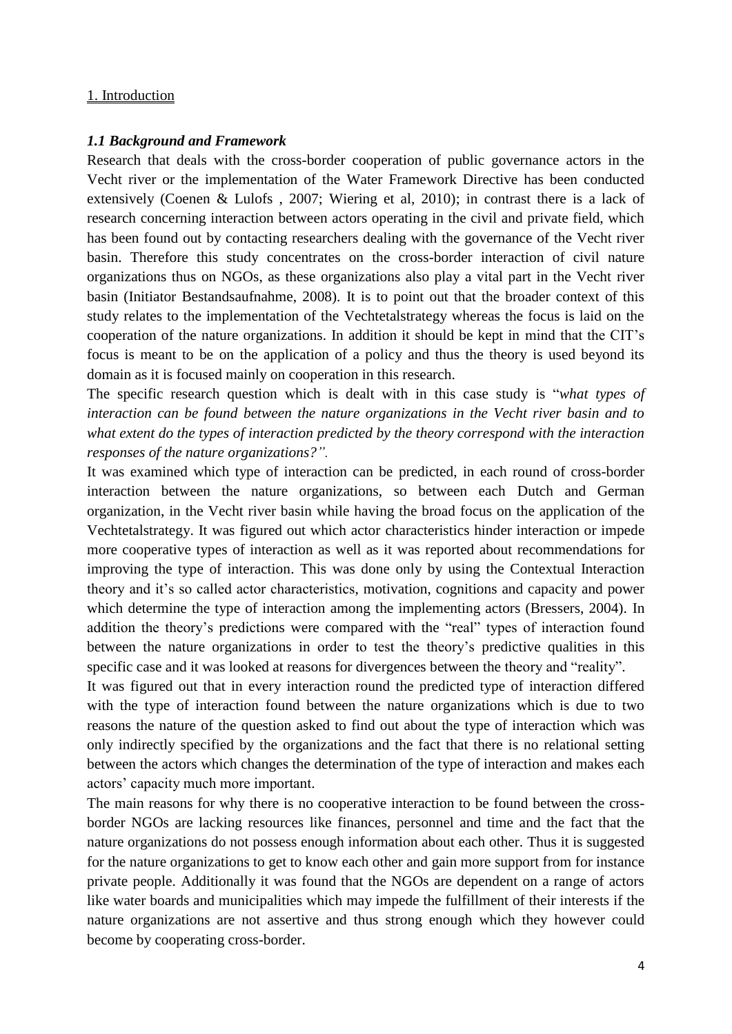## 1. Introduction

### *1.1 Background and Framework*

Research that deals with the cross-border cooperation of public governance actors in the Vecht river or the implementation of the Water Framework Directive has been conducted extensively (Coenen & Lulofs , 2007; Wiering et al, 2010); in contrast there is a lack of research concerning interaction between actors operating in the civil and private field, which has been found out by contacting researchers dealing with the governance of the Vecht river basin. Therefore this study concentrates on the cross-border interaction of civil nature organizations thus on NGOs, as these organizations also play a vital part in the Vecht river basin (Initiator Bestandsaufnahme, 2008). It is to point out that the broader context of this study relates to the implementation of the Vechtetalstrategy whereas the focus is laid on the cooperation of the nature organizations. In addition it should be kept in mind that the CIT's focus is meant to be on the application of a policy and thus the theory is used beyond its domain as it is focused mainly on cooperation in this research.

The specific research question which is dealt with in this case study is "*what types of interaction can be found between the nature organizations in the Vecht river basin and to what extent do the types of interaction predicted by the theory correspond with the interaction responses of the nature organizations?".*

It was examined which type of interaction can be predicted, in each round of cross-border interaction between the nature organizations, so between each Dutch and German organization, in the Vecht river basin while having the broad focus on the application of the Vechtetalstrategy. It was figured out which actor characteristics hinder interaction or impede more cooperative types of interaction as well as it was reported about recommendations for improving the type of interaction. This was done only by using the Contextual Interaction theory and it's so called actor characteristics, motivation, cognitions and capacity and power which determine the type of interaction among the implementing actors (Bressers, 2004). In addition the theory's predictions were compared with the "real" types of interaction found between the nature organizations in order to test the theory's predictive qualities in this specific case and it was looked at reasons for divergences between the theory and "reality".

It was figured out that in every interaction round the predicted type of interaction differed with the type of interaction found between the nature organizations which is due to two reasons the nature of the question asked to find out about the type of interaction which was only indirectly specified by the organizations and the fact that there is no relational setting between the actors which changes the determination of the type of interaction and makes each actors' capacity much more important.

The main reasons for why there is no cooperative interaction to be found between the cross-border NGOs are lacking resources like finances, personnel and time and the fact that the nature organizations do not possess enough information about each other. Thus it is suggested for the nature organizations to get to know each other and gain more support from for instance private people. Additionally it was found that the NGOs are dependent on a range of actors like water boards and municipalities which may impede the fulfillment of their interests if the nature organizations are not assertive and thus strong enough which they however could become by cooperating cross-border.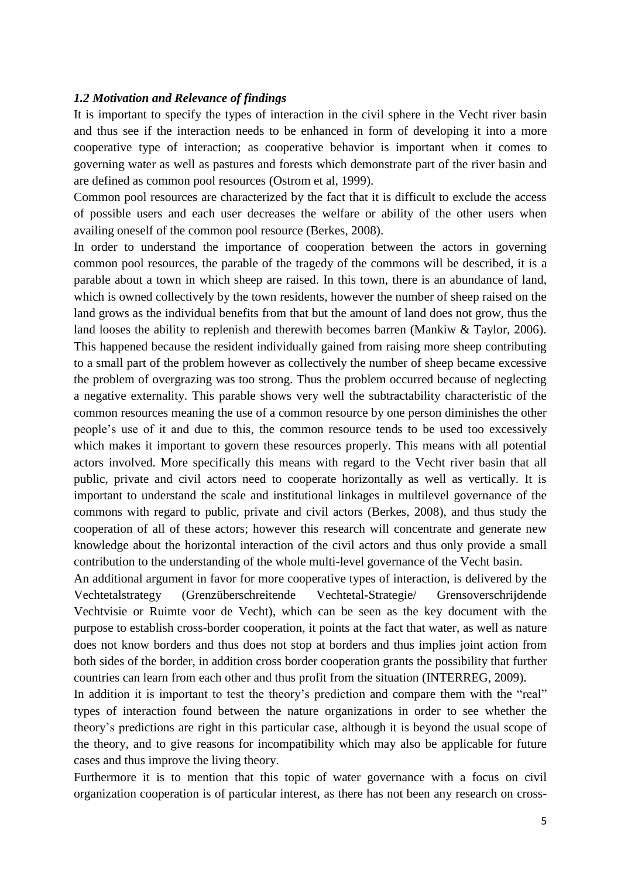### *1.2 Motivation and Relevance of findings*

It is important to specify the types of interaction in the civil sphere in the Vecht river basin and thus see if the interaction needs to be enhanced in form of developing it into a more cooperative type of interaction; as cooperative behavior is important when it comes to governing water as well as pastures and forests which demonstrate part of the river basin and are defined as common pool resources (Ostrom et al, 1999).

Common pool resources are characterized by the fact that it is difficult to exclude the access of possible users and each user decreases the welfare or ability of the other users when availing oneself of the common pool resource (Berkes, 2008).

In order to understand the importance of cooperation between the actors in governing common pool resources, the parable of the tragedy of the commons will be described, it is a parable about a town in which sheep are raised. In this town, there is an abundance of land, which is owned collectively by the town residents, however the number of sheep raised on the land grows as the individual benefits from that but the amount of land does not grow, thus the land looses the ability to replenish and therewith becomes barren (Mankiw & Taylor, 2006). This happened because the resident individually gained from raising more sheep contributing to a small part of the problem however as collectively the number of sheep became excessive the problem of overgrazing was too strong. Thus the problem occurred because of neglecting a negative externality. This parable shows very well the subtractability characteristic of the common resources meaning the use of a common resource by one person diminishes the other people's use of it and due to this, the common resource tends to be used too excessively which makes it important to govern these resources properly. This means with all potential actors involved. More specifically this means with regard to the Vecht river basin that all public, private and civil actors need to cooperate horizontally as well as vertically. It is important to understand the scale and institutional linkages in multilevel governance of the commons with regard to public, private and civil actors (Berkes, 2008), and thus study the cooperation of all of these actors; however this research will concentrate and generate new knowledge about the horizontal interaction of the civil actors and thus only provide a small contribution to the understanding of the whole multi-level governance of the Vecht basin.

An additional argument in favor for more cooperative types of interaction, is delivered by the Vechtetalstrategy (Grenzüberschreitende Vechtetal-Strategie/ Grensoverschrijdende Vechtvisie or Ruimte voor de Vecht), which can be seen as the key document with the purpose to establish cross-border cooperation, it points at the fact that water, as well as nature does not know borders and thus does not stop at borders and thus implies joint action from both sides of the border, in addition cross border cooperation grants the possibility that further countries can learn from each other and thus profit from the situation (INTERREG, 2009).

In addition it is important to test the theory's prediction and compare them with the "real" types of interaction found between the nature organizations in order to see whether the theory's predictions are right in this particular case, although it is beyond the usual scope of the theory, and to give reasons for incompatibility which may also be applicable for future cases and thus improve the living theory.

Furthermore it is to mention that this topic of water governance with a focus on civil organization cooperation is of particular interest, as there has not been any research on cross-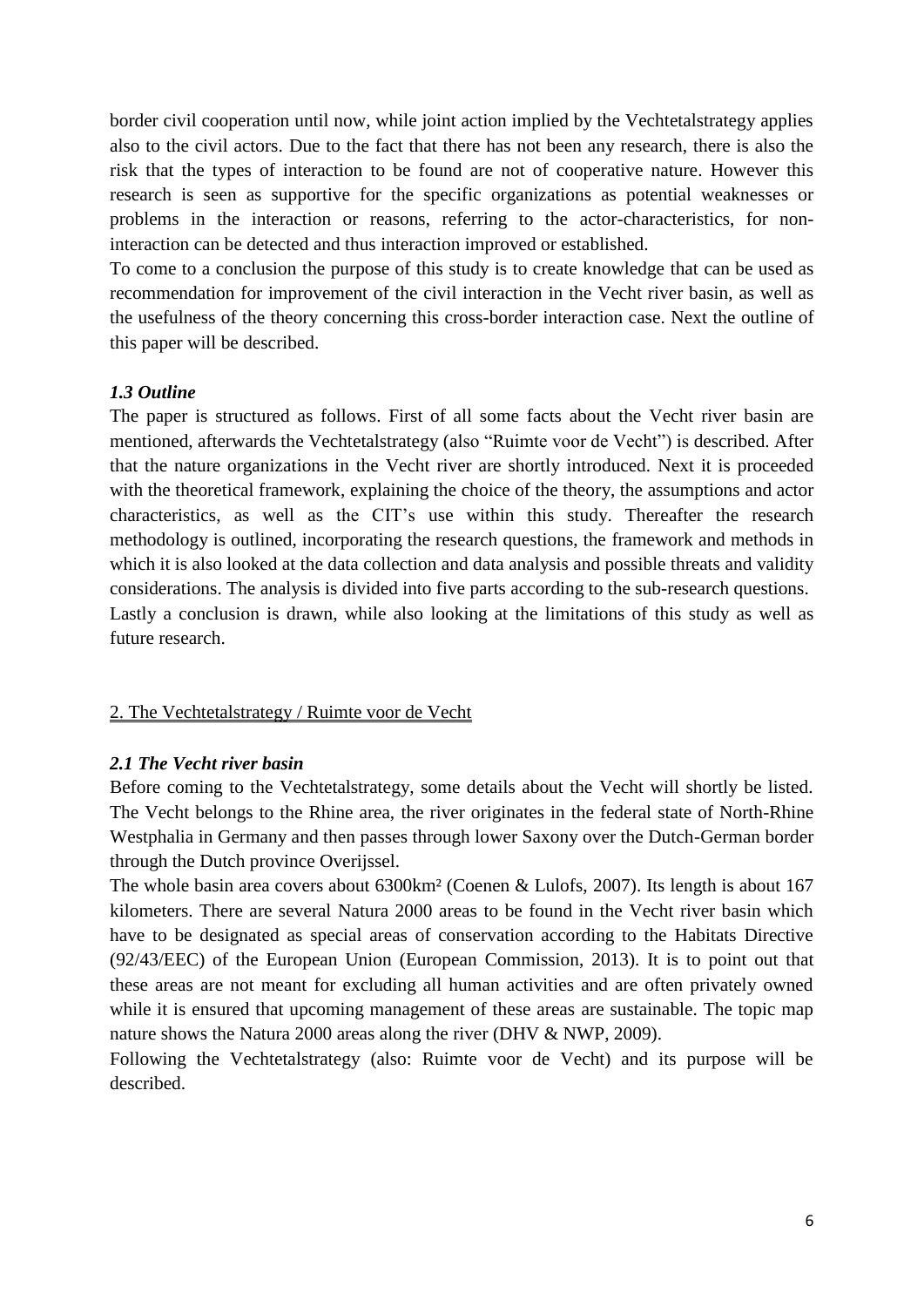border civil cooperation until now, while joint action implied by the Vechtetalstrategy applies also to the civil actors. Due to the fact that there has not been any research, there is also the risk that the types of interaction to be found are not of cooperative nature. However this research is seen as supportive for the specific organizations as potential weaknesses or problems in the interaction or reasons, referring to the actor-characteristics, for non-interaction can be detected and thus interaction improved or established.

To come to a conclusion the purpose of this study is to create knowledge that can be used as recommendation for improvement of the civil interaction in the Vecht river basin, as well as the usefulness of the theory concerning this cross-border interaction case. Next the outline of this paper will be described.

### *1.3 Outline*

The paper is structured as follows. First of all some facts about the Vecht river basin are mentioned, afterwards the Vechtetalstrategy (also "Ruimte voor de Vecht") is described. After that the nature organizations in the Vecht river are shortly introduced. Next it is proceeded with the theoretical framework, explaining the choice of the theory, the assumptions and actor characteristics, as well as the CIT's use within this study. Thereafter the research methodology is outlined, incorporating the research questions, the framework and methods in which it is also looked at the data collection and data analysis and possible threats and validity considerations. The analysis is divided into five parts according to the sub-research questions.

Lastly a conclusion is drawn, while also looking at the limitations of this study as well as future research.

## 2. The Vechtetalstrategy / Ruimte voor de Vecht

### *2.1 The Vecht river basin*

Before coming to the Vechtetalstrategy, some details about the Vecht will shortly be listed. The Vecht belongs to the Rhine area, the river originates in the federal state of North-Rhine Westphalia in Germany and then passes through lower Saxony over the Dutch-German border through the Dutch province Overijssel.

The whole basin area covers about 6300km² (Coenen & Lulofs, 2007). Its length is about 167 kilometers. There are several Natura 2000 areas to be found in the Vecht river basin which have to be designated as special areas of conservation according to the Habitats Directive (92/43/EEC) of the European Union (European Commission, 2013). It is to point out that these areas are not meant for excluding all human activities and are often privately owned while it is ensured that upcoming management of these areas are sustainable. The topic map nature shows the Natura 2000 areas along the river (DHV & NWP, 2009).

Following the Vechtetalstrategy (also: Ruimte voor de Vecht) and its purpose will be described.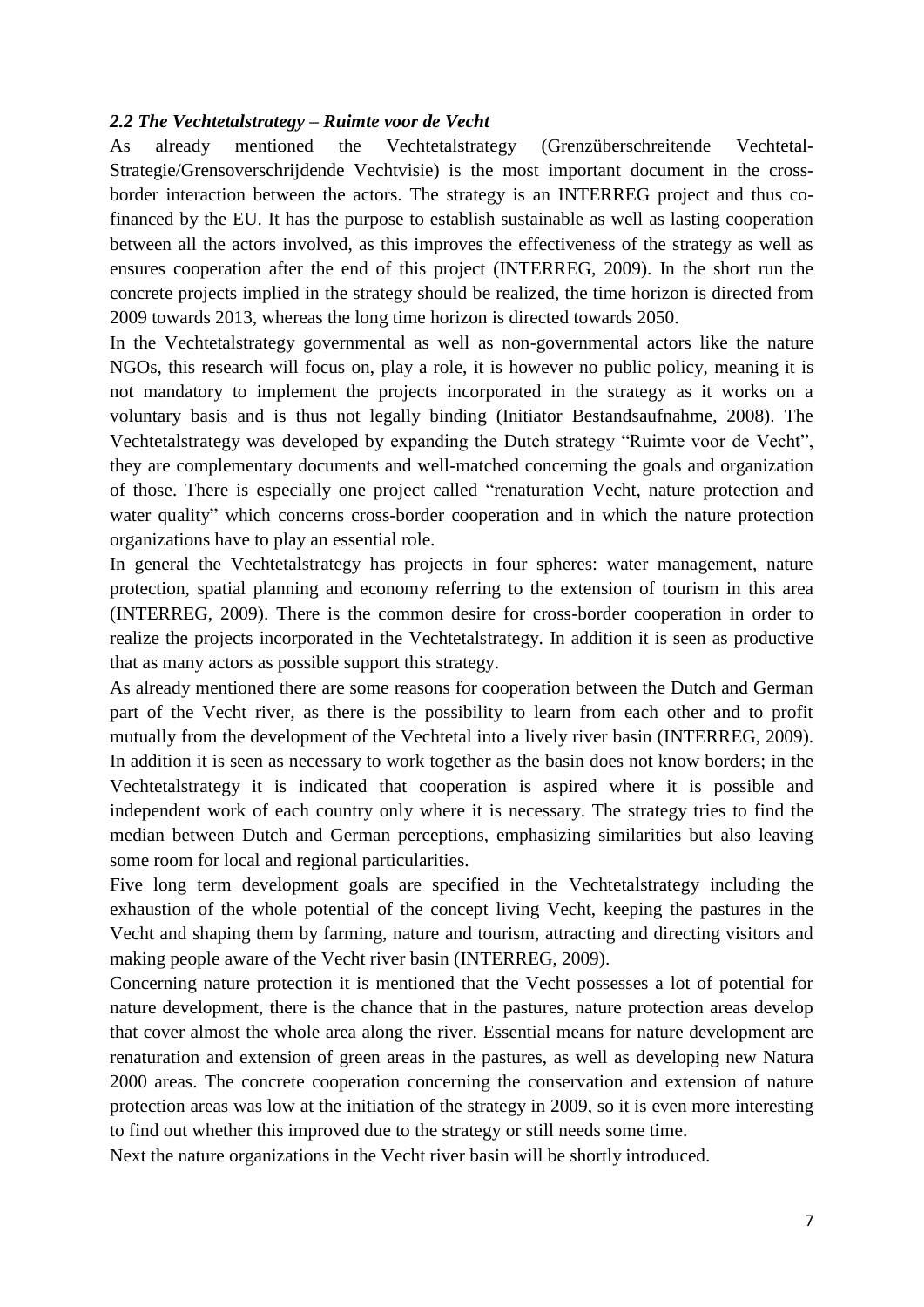### *2.2 The Vechtetalstrategy – Ruimte voor de Vecht*

As already mentioned the Vechtetalstrategy (Grenzüberschreitende Vechtetal-Strategie/Grensoverschrijdende Vechtvisie) is the most important document in the cross-border interaction between the actors. The strategy is an INTERREG project and thus co-financed by the EU. It has the purpose to establish sustainable as well as lasting cooperation between all the actors involved, as this improves the effectiveness of the strategy as well as ensures cooperation after the end of this project (INTERREG, 2009). In the short run the concrete projects implied in the strategy should be realized, the time horizon is directed from 2009 towards 2013, whereas the long time horizon is directed towards 2050.

In the Vechtetalstrategy governmental as well as non-governmental actors like the nature NGOs, this research will focus on, play a role, it is however no public policy, meaning it is not mandatory to implement the projects incorporated in the strategy as it works on a voluntary basis and is thus not legally binding (Initiator Bestandsaufnahme, 2008). The Vechtetalstrategy was developed by expanding the Dutch strategy "Ruimte voor de Vecht", they are complementary documents and well-matched concerning the goals and organization of those. There is especially one project called "renaturation Vecht, nature protection and water quality" which concerns cross-border cooperation and in which the nature protection organizations have to play an essential role.

In general the Vechtetalstrategy has projects in four spheres: water management, nature protection, spatial planning and economy referring to the extension of tourism in this area (INTERREG, 2009). There is the common desire for cross-border cooperation in order to realize the projects incorporated in the Vechtetalstrategy. In addition it is seen as productive that as many actors as possible support this strategy.

As already mentioned there are some reasons for cooperation between the Dutch and German part of the Vecht river, as there is the possibility to learn from each other and to profit mutually from the development of the Vechtetal into a lively river basin (INTERREG, 2009). In addition it is seen as necessary to work together as the basin does not know borders; in the Vechtetalstrategy it is indicated that cooperation is aspired where it is possible and independent work of each country only where it is necessary. The strategy tries to find the median between Dutch and German perceptions, emphasizing similarities but also leaving some room for local and regional particularities.

Five long term development goals are specified in the Vechtetalstrategy including the exhaustion of the whole potential of the concept living Vecht, keeping the pastures in the Vecht and shaping them by farming, nature and tourism, attracting and directing visitors and making people aware of the Vecht river basin (INTERREG, 2009).

Concerning nature protection it is mentioned that the Vecht possesses a lot of potential for nature development, there is the chance that in the pastures, nature protection areas develop that cover almost the whole area along the river. Essential means for nature development are renaturation and extension of green areas in the pastures, as well as developing new Natura 2000 areas. The concrete cooperation concerning the conservation and extension of nature protection areas was low at the initiation of the strategy in 2009, so it is even more interesting to find out whether this improved due to the strategy or still needs some time.

Next the nature organizations in the Vecht river basin will be shortly introduced.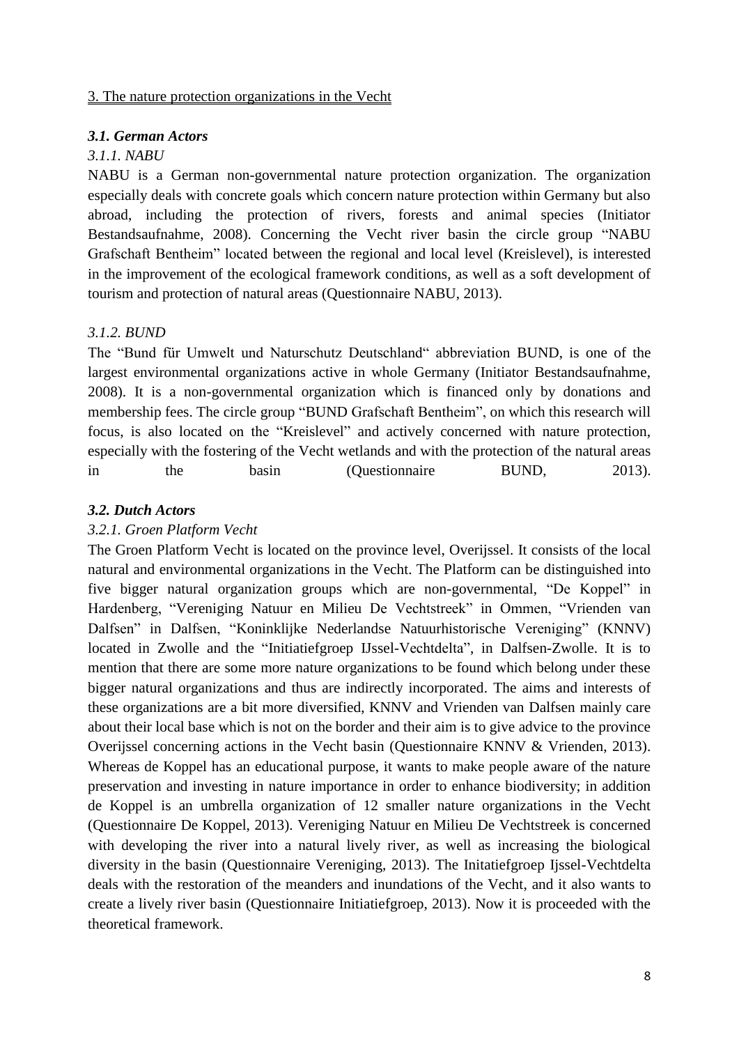## 3. The nature protection organizations in the Vecht

### *3.1. German Actors*

#### *3.1.1. NABU*

NABU is a German non-governmental nature protection organization. The organization especially deals with concrete goals which concern nature protection within Germany but also abroad, including the protection of rivers, forests and animal species (Initiator Bestandsaufnahme, 2008). Concerning the Vecht river basin the circle group "NABU Grafschaft Bentheim" located between the regional and local level (Kreislevel), is interested in the improvement of the ecological framework conditions, as well as a soft development of tourism and protection of natural areas (Questionnaire NABU, 2013).

#### *3.1.2. BUND*

The "Bund für Umwelt und Naturschutz Deutschland" abbreviation BUND, is one of the largest environmental organizations active in whole Germany (Initiator Bestandsaufnahme, 2008). It is a non-governmental organization which is financed only by donations and membership fees. The circle group "BUND Grafschaft Bentheim", on which this research will focus, is also located on the "Kreislevel" and actively concerned with nature protection, especially with the fostering of the Vecht wetlands and with the protection of the natural areas in the basin (Questionnaire BUND, 2013).

### *3.2. Dutch Actors*

#### *3.2.1. Groen Platform Vecht*

The Groen Platform Vecht is located on the province level, Overijssel. It consists of the local natural and environmental organizations in the Vecht. The Platform can be distinguished into five bigger natural organization groups which are non-governmental, "De Koppel" in Hardenberg, "Vereniging Natuur en Milieu De Vechtstreek" in Ommen, "Vrienden van Dalfsen" in Dalfsen, "Koninklijke Nederlandse Natuurhistorische Vereniging" (KNNV) located in Zwolle and the "Initiatiefgroep IJssel-Vechtdelta", in Dalfsen-Zwolle. It is to mention that there are some more nature organizations to be found which belong under these bigger natural organizations and thus are indirectly incorporated. The aims and interests of these organizations are a bit more diversified, KNNV and Vrienden van Dalfsen mainly care about their local base which is not on the border and their aim is to give advice to the province Overijssel concerning actions in the Vecht basin (Questionnaire KNNV & Vrienden, 2013). Whereas de Koppel has an educational purpose, it wants to make people aware of the nature preservation and investing in nature importance in order to enhance biodiversity; in addition de Koppel is an umbrella organization of 12 smaller nature organizations in the Vecht (Questionnaire De Koppel, 2013). Vereniging Natuur en Milieu De Vechtstreek is concerned with developing the river into a natural lively river, as well as increasing the biological diversity in the basin (Questionnaire Vereniging, 2013). The Initatiefgroep Ijssel-Vechtdelta deals with the restoration of the meanders and inundations of the Vecht, and it also wants to create a lively river basin (Questionnaire Initiatiefgroep, 2013). Now it is proceeded with the theoretical framework.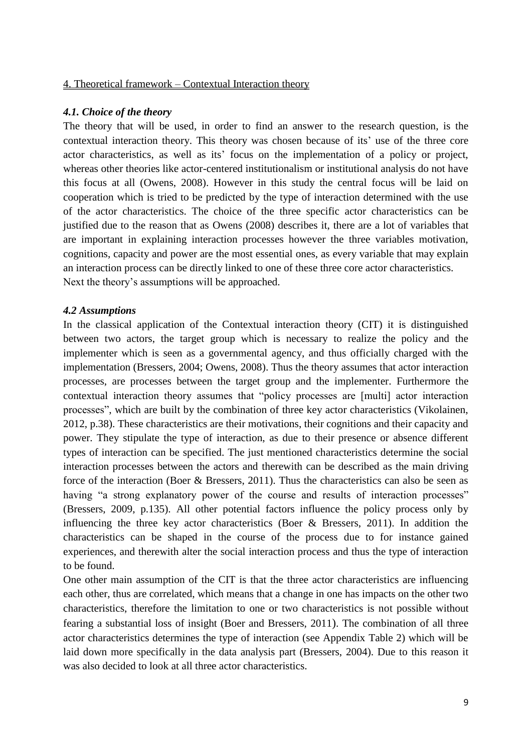## 4. Theoretical framework – Contextual Interaction theory

### *4.1. Choice of the theory*

The theory that will be used, in order to find an answer to the research question, is the contextual interaction theory. This theory was chosen because of its' use of the three core actor characteristics, as well as its' focus on the implementation of a policy or project, whereas other theories like actor-centered institutionalism or institutional analysis do not have this focus at all (Owens, 2008). However in this study the central focus will be laid on cooperation which is tried to be predicted by the type of interaction determined with the use of the actor characteristics. The choice of the three specific actor characteristics can be justified due to the reason that as Owens (2008) describes it, there are a lot of variables that are important in explaining interaction processes however the three variables motivation, cognitions, capacity and power are the most essential ones, as every variable that may explain an interaction process can be directly linked to one of these three core actor characteristics. Next the theory's assumptions will be approached.

### *4.2 Assumptions*

In the classical application of the Contextual interaction theory (CIT) it is distinguished between two actors, the target group which is necessary to realize the policy and the implementer which is seen as a governmental agency, and thus officially charged with the implementation (Bressers, 2004; Owens, 2008). Thus the theory assumes that actor interaction processes, are processes between the target group and the implementer. Furthermore the contextual interaction theory assumes that "policy processes are [multi] actor interaction processes", which are built by the combination of three key actor characteristics (Vikolainen, 2012, p.38). These characteristics are their motivations, their cognitions and their capacity and power. They stipulate the type of interaction, as due to their presence or absence different types of interaction can be specified. The just mentioned characteristics determine the social interaction processes between the actors and therewith can be described as the main driving force of the interaction (Boer & Bressers, 2011). Thus the characteristics can also be seen as having "a strong explanatory power of the course and results of interaction processes" (Bressers, 2009, p.135). All other potential factors influence the policy process only by influencing the three key actor characteristics (Boer & Bressers, 2011). In addition the characteristics can be shaped in the course of the process due to for instance gained experiences, and therewith alter the social interaction process and thus the type of interaction to be found.

One other main assumption of the CIT is that the three actor characteristics are influencing each other, thus are correlated, which means that a change in one has impacts on the other two characteristics, therefore the limitation to one or two characteristics is not possible without fearing a substantial loss of insight (Boer and Bressers, 2011). The combination of all three actor characteristics determines the type of interaction (see Appendix Table 2) which will be laid down more specifically in the data analysis part (Bressers, 2004). Due to this reason it was also decided to look at all three actor characteristics.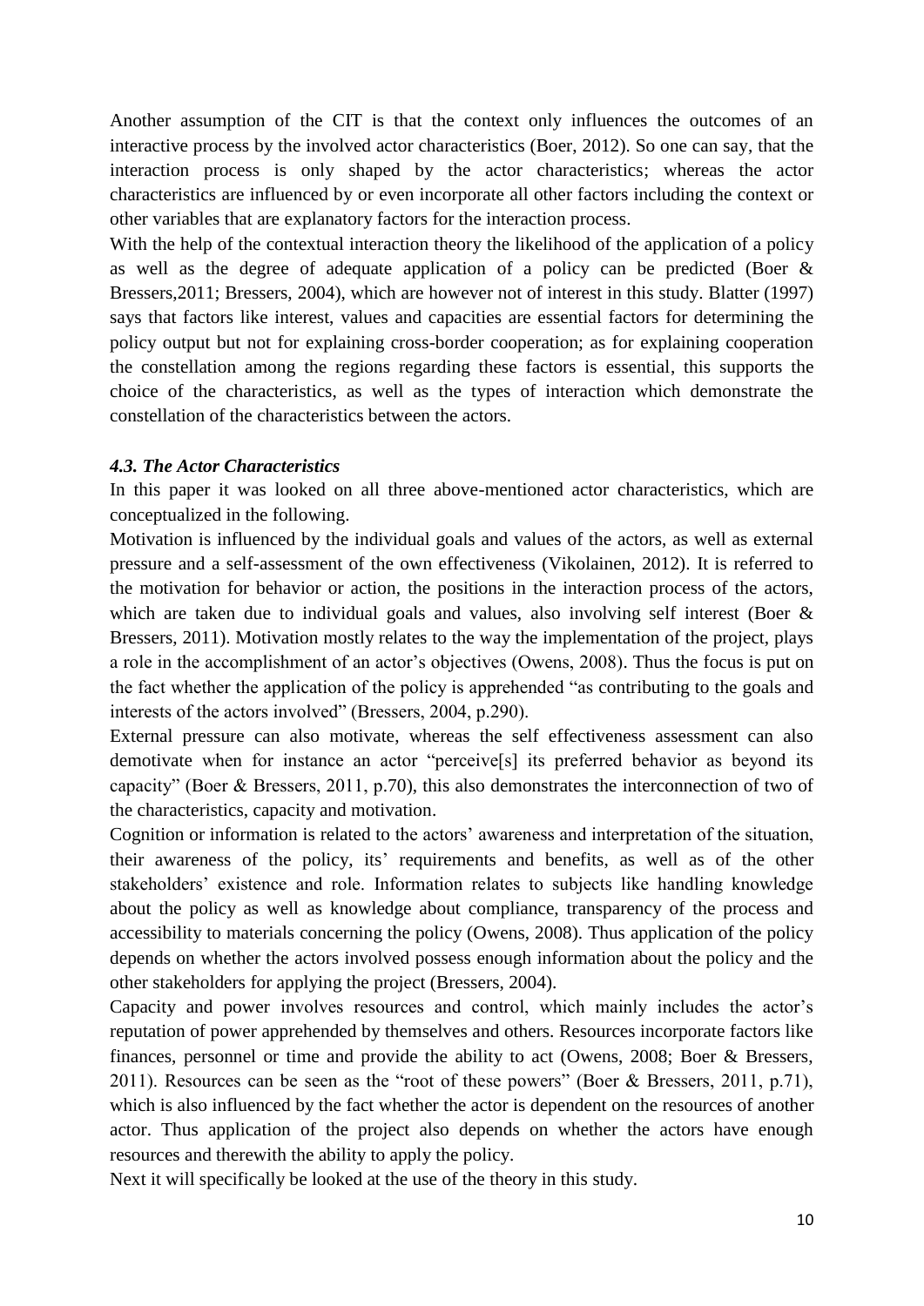Another assumption of the CIT is that the context only influences the outcomes of an interactive process by the involved actor characteristics (Boer, 2012). So one can say, that the interaction process is only shaped by the actor characteristics; whereas the actor characteristics are influenced by or even incorporate all other factors including the context or other variables that are explanatory factors for the interaction process.

With the help of the contextual interaction theory the likelihood of the application of a policy as well as the degree of adequate application of a policy can be predicted (Boer & Bressers,2011; Bressers, 2004), which are however not of interest in this study. Blatter (1997) says that factors like interest, values and capacities are essential factors for determining the policy output but not for explaining cross-border cooperation; as for explaining cooperation the constellation among the regions regarding these factors is essential, this supports the choice of the characteristics, as well as the types of interaction which demonstrate the constellation of the characteristics between the actors.

### *4.3. The Actor Characteristics*

In this paper it was looked on all three above-mentioned actor characteristics, which are conceptualized in the following.

Motivation is influenced by the individual goals and values of the actors, as well as external pressure and a self-assessment of the own effectiveness (Vikolainen, 2012). It is referred to the motivation for behavior or action, the positions in the interaction process of the actors, which are taken due to individual goals and values, also involving self interest (Boer & Bressers, 2011). Motivation mostly relates to the way the implementation of the project, plays a role in the accomplishment of an actor's objectives (Owens, 2008). Thus the focus is put on the fact whether the application of the policy is apprehended "as contributing to the goals and interests of the actors involved" (Bressers, 2004, p.290).

External pressure can also motivate, whereas the self effectiveness assessment can also demotivate when for instance an actor "perceive[s] its preferred behavior as beyond its capacity" (Boer & Bressers, 2011, p.70), this also demonstrates the interconnection of two of the characteristics, capacity and motivation.

Cognition or information is related to the actors' awareness and interpretation of the situation, their awareness of the policy, its' requirements and benefits, as well as of the other stakeholders' existence and role. Information relates to subjects like handling knowledge about the policy as well as knowledge about compliance, transparency of the process and accessibility to materials concerning the policy (Owens, 2008). Thus application of the policy depends on whether the actors involved possess enough information about the policy and the other stakeholders for applying the project (Bressers, 2004).

Capacity and power involves resources and control, which mainly includes the actor's reputation of power apprehended by themselves and others. Resources incorporate factors like finances, personnel or time and provide the ability to act (Owens, 2008; Boer & Bressers, 2011). Resources can be seen as the "root of these powers" (Boer & Bressers, 2011, p.71), which is also influenced by the fact whether the actor is dependent on the resources of another actor. Thus application of the project also depends on whether the actors have enough resources and therewith the ability to apply the policy.

Next it will specifically be looked at the use of the theory in this study.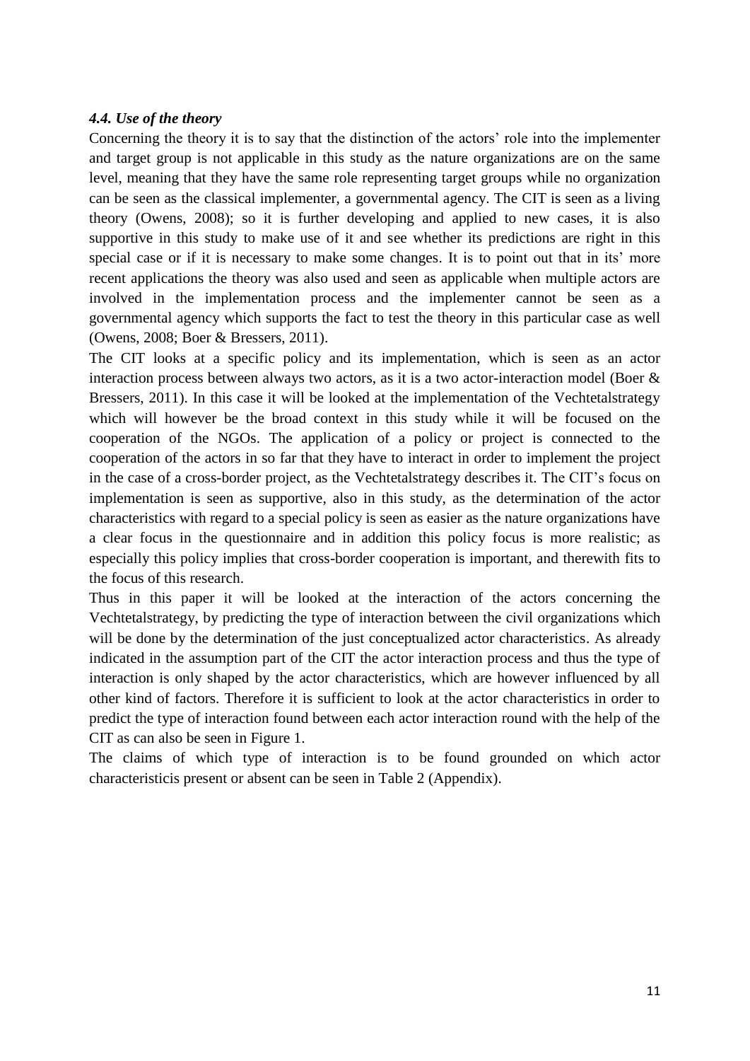### *4.4. Use of the theory*

Concerning the theory it is to say that the distinction of the actors' role into the implementer and target group is not applicable in this study as the nature organizations are on the same level, meaning that they have the same role representing target groups while no organization can be seen as the classical implementer, a governmental agency. The CIT is seen as a living theory (Owens, 2008); so it is further developing and applied to new cases, it is also supportive in this study to make use of it and see whether its predictions are right in this special case or if it is necessary to make some changes. It is to point out that in its' more recent applications the theory was also used and seen as applicable when multiple actors are involved in the implementation process and the implementer cannot be seen as a governmental agency which supports the fact to test the theory in this particular case as well (Owens, 2008; Boer & Bressers, 2011).

The CIT looks at a specific policy and its implementation, which is seen as an actor interaction process between always two actors, as it is a two actor-interaction model (Boer & Bressers, 2011). In this case it will be looked at the implementation of the Vechtetalstrategy which will however be the broad context in this study while it will be focused on the cooperation of the NGOs. The application of a policy or project is connected to the cooperation of the actors in so far that they have to interact in order to implement the project in the case of a cross-border project, as the Vechtetalstrategy describes it. The CIT's focus on implementation is seen as supportive, also in this study, as the determination of the actor characteristics with regard to a special policy is seen as easier as the nature organizations have a clear focus in the questionnaire and in addition this policy focus is more realistic; as especially this policy implies that cross-border cooperation is important, and therewith fits to the focus of this research.

Thus in this paper it will be looked at the interaction of the actors concerning the Vechtetalstrategy, by predicting the type of interaction between the civil organizations which will be done by the determination of the just conceptualized actor characteristics. As already indicated in the assumption part of the CIT the actor interaction process and thus the type of interaction is only shaped by the actor characteristics, which are however influenced by all other kind of factors. Therefore it is sufficient to look at the actor characteristics in order to predict the type of interaction found between each actor interaction round with the help of the CIT as can also be seen in Figure 1.

The claims of which type of interaction is to be found grounded on which actor characteristicis present or absent can be seen in Table 2 (Appendix).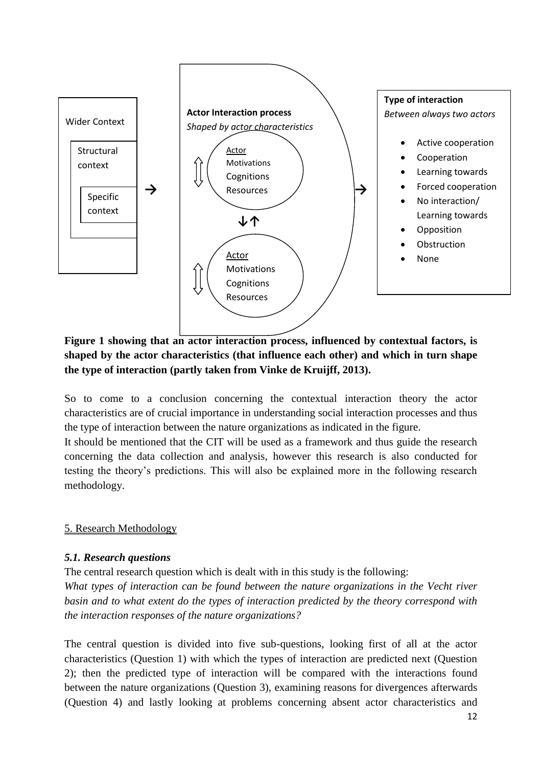Wider Context

Structural context

Specific context

→

**Actor Interaction process**
*Shaped by actor characteristics*

Actor
Motivations
Cognitions
Resources

↓↑

Actor
Motivations
Cognitions
Resources

→

**Type of interaction**
*Between always two actors*

- Active cooperation
- Cooperation
- Learning towards
- Forced cooperation
- No interaction/ Learning towards
- Opposition
- Obstruction
- None

**Figure 1 showing that an actor interaction process, influenced by contextual factors, is shaped by the actor characteristics (that influence each other) and which in turn shape the type of interaction (partly taken from Vinke de Kruijff, 2013).**

So to come to a conclusion concerning the contextual interaction theory the actor characteristics are of crucial importance in understanding social interaction processes and thus the type of interaction between the nature organizations as indicated in the figure.
It should be mentioned that the CIT will be used as a framework and thus guide the research concerning the data collection and analysis, however this research is also conducted for testing the theory's predictions. This will also be explained more in the following research methodology.

## 5. Research Methodology

### *5.1. Research questions*

The central research question which is dealt with in this study is the following:
*What types of interaction can be found between the nature organizations in the Vecht river basin and to what extent do the types of interaction predicted by the theory correspond with the interaction responses of the nature organizations?*

The central question is divided into five sub-questions, looking first of all at the actor characteristics (Question 1) with which the types of interaction are predicted next (Question 2); then the predicted type of interaction will be compared with the interactions found between the nature organizations (Question 3), examining reasons for divergences afterwards (Question 4) and lastly looking at problems concerning absent actor characteristics and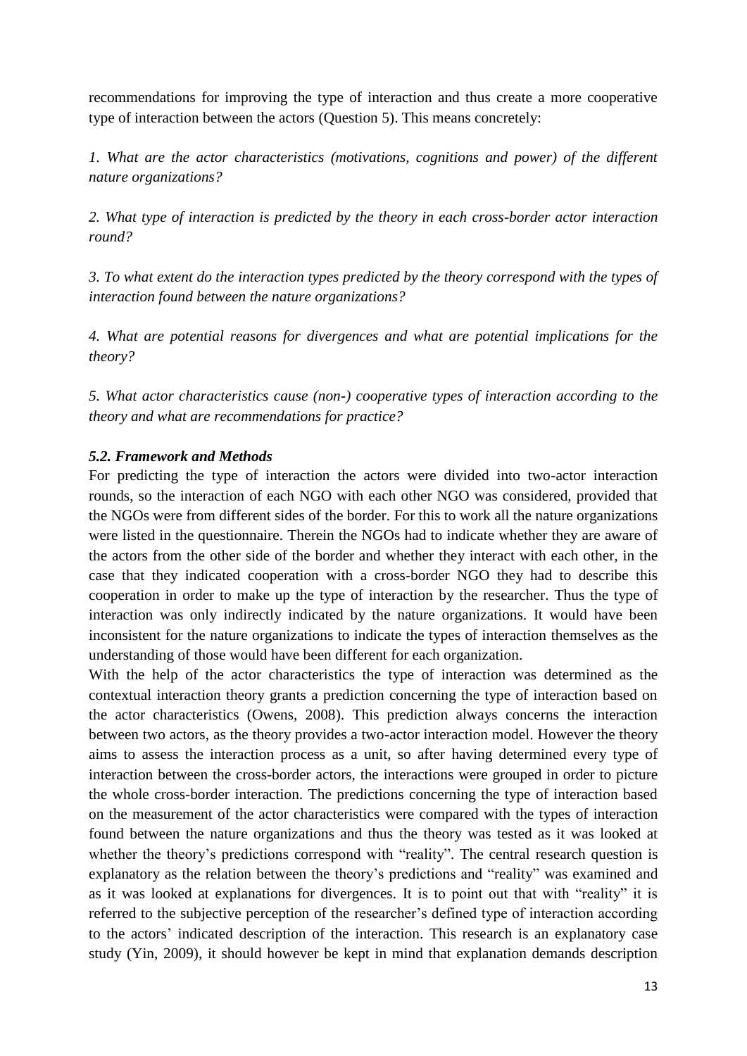recommendations for improving the type of interaction and thus create a more cooperative type of interaction between the actors (Question 5). This means concretely:

*1. What are the actor characteristics (motivations, cognitions and power) of the different nature organizations?*

*2. What type of interaction is predicted by the theory in each cross-border actor interaction round?*

*3. To what extent do the interaction types predicted by the theory correspond with the types of interaction found between the nature organizations?*

*4. What are potential reasons for divergences and what are potential implications for the theory?*

*5. What actor characteristics cause (non-) cooperative types of interaction according to the theory and what are recommendations for practice?*

### *5.2. Framework and Methods*

For predicting the type of interaction the actors were divided into two-actor interaction rounds, so the interaction of each NGO with each other NGO was considered, provided that the NGOs were from different sides of the border. For this to work all the nature organizations were listed in the questionnaire. Therein the NGOs had to indicate whether they are aware of the actors from the other side of the border and whether they interact with each other, in the case that they indicated cooperation with a cross-border NGO they had to describe this cooperation in order to make up the type of interaction by the researcher. Thus the type of interaction was only indirectly indicated by the nature organizations. It would have been inconsistent for the nature organizations to indicate the types of interaction themselves as the understanding of those would have been different for each organization.

With the help of the actor characteristics the type of interaction was determined as the contextual interaction theory grants a prediction concerning the type of interaction based on the actor characteristics (Owens, 2008). This prediction always concerns the interaction between two actors, as the theory provides a two-actor interaction model. However the theory aims to assess the interaction process as a unit, so after having determined every type of interaction between the cross-border actors, the interactions were grouped in order to picture the whole cross-border interaction. The predictions concerning the type of interaction based on the measurement of the actor characteristics were compared with the types of interaction found between the nature organizations and thus the theory was tested as it was looked at whether the theory's predictions correspond with "reality". The central research question is explanatory as the relation between the theory's predictions and "reality" was examined and as it was looked at explanations for divergences. It is to point out that with "reality" it is referred to the subjective perception of the researcher's defined type of interaction according to the actors' indicated description of the interaction. This research is an explanatory case study (Yin, 2009), it should however be kept in mind that explanation demands description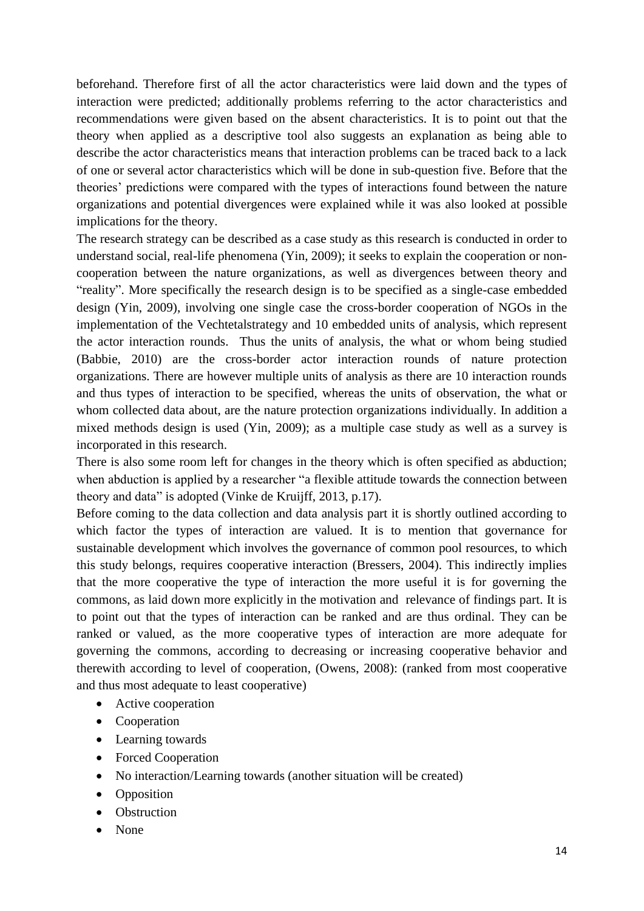beforehand. Therefore first of all the actor characteristics were laid down and the types of interaction were predicted; additionally problems referring to the actor characteristics and recommendations were given based on the absent characteristics. It is to point out that the theory when applied as a descriptive tool also suggests an explanation as being able to describe the actor characteristics means that interaction problems can be traced back to a lack of one or several actor characteristics which will be done in sub-question five. Before that the theories' predictions were compared with the types of interactions found between the nature organizations and potential divergences were explained while it was also looked at possible implications for the theory.

The research strategy can be described as a case study as this research is conducted in order to understand social, real-life phenomena (Yin, 2009); it seeks to explain the cooperation or non-cooperation between the nature organizations, as well as divergences between theory and "reality". More specifically the research design is to be specified as a single-case embedded design (Yin, 2009), involving one single case the cross-border cooperation of NGOs in the implementation of the Vechtetalstrategy and 10 embedded units of analysis, which represent the actor interaction rounds. Thus the units of analysis, the what or whom being studied (Babbie, 2010) are the cross-border actor interaction rounds of nature protection organizations. There are however multiple units of analysis as there are 10 interaction rounds and thus types of interaction to be specified, whereas the units of observation, the what or whom collected data about, are the nature protection organizations individually. In addition a mixed methods design is used (Yin, 2009); as a multiple case study as well as a survey is incorporated in this research.

There is also some room left for changes in the theory which is often specified as abduction; when abduction is applied by a researcher "a flexible attitude towards the connection between theory and data" is adopted (Vinke de Kruijff, 2013, p.17).

Before coming to the data collection and data analysis part it is shortly outlined according to which factor the types of interaction are valued. It is to mention that governance for sustainable development which involves the governance of common pool resources, to which this study belongs, requires cooperative interaction (Bressers, 2004). This indirectly implies that the more cooperative the type of interaction the more useful it is for governing the commons, as laid down more explicitly in the motivation and relevance of findings part. It is to point out that the types of interaction can be ranked and are thus ordinal. They can be ranked or valued, as the more cooperative types of interaction are more adequate for governing the commons, according to decreasing or increasing cooperative behavior and therewith according to level of cooperation, (Owens, 2008): (ranked from most cooperative and thus most adequate to least cooperative)

- Active cooperation
- Cooperation
- Learning towards
- Forced Cooperation
- No interaction/Learning towards (another situation will be created)
- Opposition
- Obstruction
- None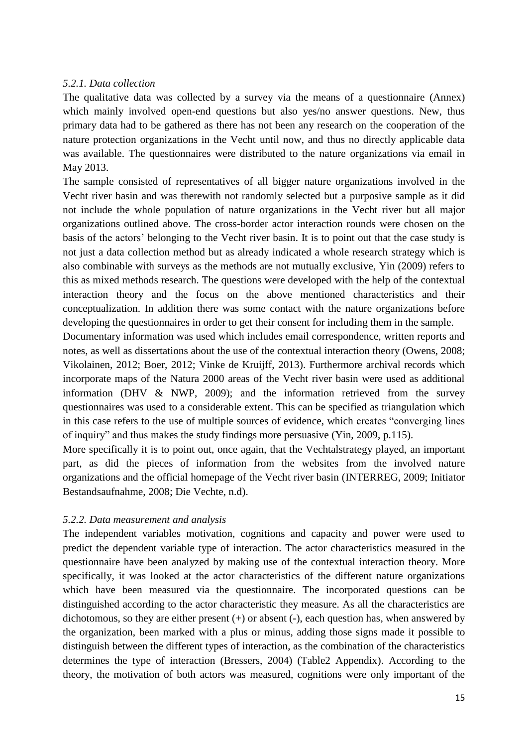*5.2.1. Data collection*

The qualitative data was collected by a survey via the means of a questionnaire (Annex) which mainly involved open-end questions but also yes/no answer questions. New, thus primary data had to be gathered as there has not been any research on the cooperation of the nature protection organizations in the Vecht until now, and thus no directly applicable data was available. The questionnaires were distributed to the nature organizations via email in May 2013.

The sample consisted of representatives of all bigger nature organizations involved in the Vecht river basin and was therewith not randomly selected but a purposive sample as it did not include the whole population of nature organizations in the Vecht river but all major organizations outlined above. The cross-border actor interaction rounds were chosen on the basis of the actors' belonging to the Vecht river basin. It is to point out that the case study is not just a data collection method but as already indicated a whole research strategy which is also combinable with surveys as the methods are not mutually exclusive, Yin (2009) refers to this as mixed methods research. The questions were developed with the help of the contextual interaction theory and the focus on the above mentioned characteristics and their conceptualization. In addition there was some contact with the nature organizations before developing the questionnaires in order to get their consent for including them in the sample.

Documentary information was used which includes email correspondence, written reports and notes, as well as dissertations about the use of the contextual interaction theory (Owens, 2008; Vikolainen, 2012; Boer, 2012; Vinke de Kruijff, 2013). Furthermore archival records which incorporate maps of the Natura 2000 areas of the Vecht river basin were used as additional information (DHV & NWP, 2009); and the information retrieved from the survey questionnaires was used to a considerable extent. This can be specified as triangulation which in this case refers to the use of multiple sources of evidence, which creates "converging lines of inquiry" and thus makes the study findings more persuasive (Yin, 2009, p.115).

More specifically it is to point out, once again, that the Vechtalstrategy played, an important part, as did the pieces of information from the websites from the involved nature organizations and the official homepage of the Vecht river basin (INTERREG, 2009; Initiator Bestandsaufnahme, 2008; Die Vechte, n.d).

*5.2.2. Data measurement and analysis*

The independent variables motivation, cognitions and capacity and power were used to predict the dependent variable type of interaction. The actor characteristics measured in the questionnaire have been analyzed by making use of the contextual interaction theory. More specifically, it was looked at the actor characteristics of the different nature organizations which have been measured via the questionnaire. The incorporated questions can be distinguished according to the actor characteristic they measure. As all the characteristics are dichotomous, so they are either present (+) or absent (-), each question has, when answered by the organization, been marked with a plus or minus, adding those signs made it possible to distinguish between the different types of interaction, as the combination of the characteristics determines the type of interaction (Bressers, 2004) (Table2 Appendix). According to the theory, the motivation of both actors was measured, cognitions were only important of the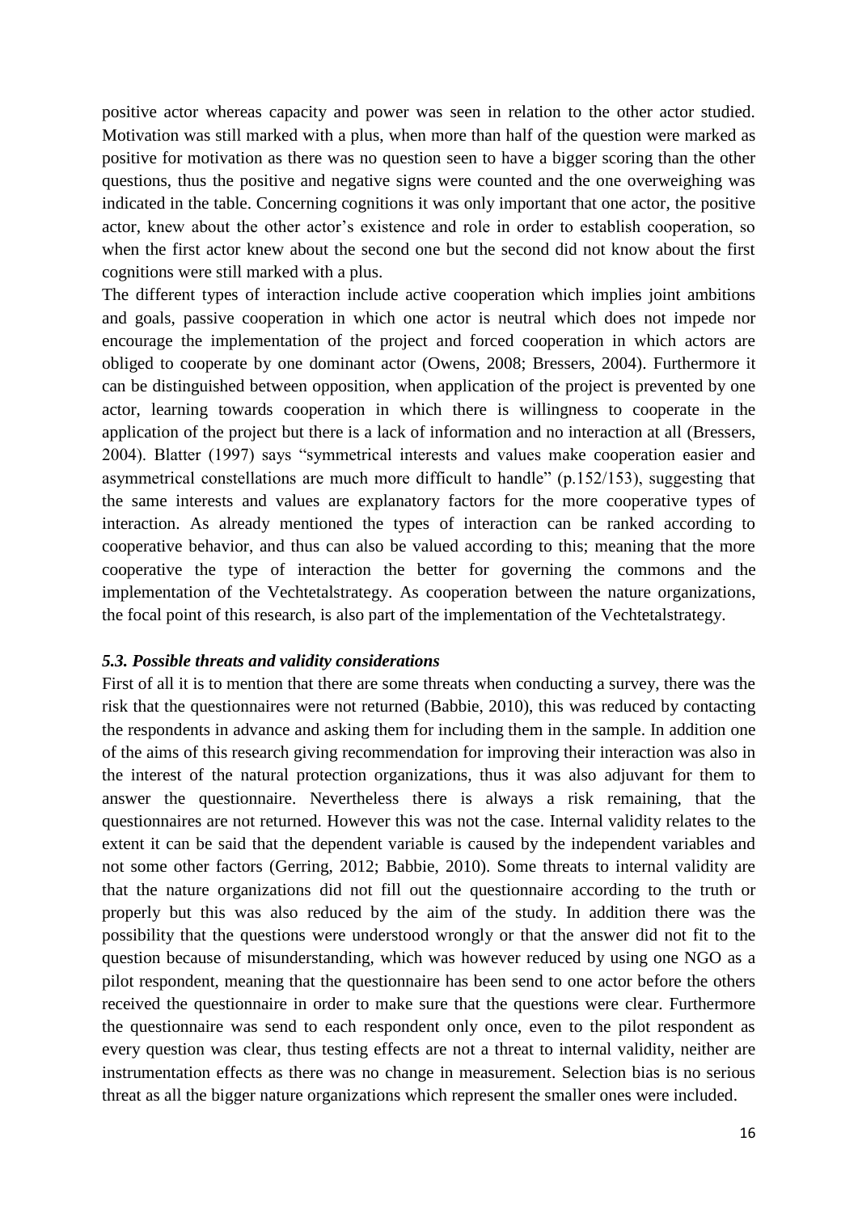positive actor whereas capacity and power was seen in relation to the other actor studied. Motivation was still marked with a plus, when more than half of the question were marked as positive for motivation as there was no question seen to have a bigger scoring than the other questions, thus the positive and negative signs were counted and the one overweighing was indicated in the table. Concerning cognitions it was only important that one actor, the positive actor, knew about the other actor's existence and role in order to establish cooperation, so when the first actor knew about the second one but the second did not know about the first cognitions were still marked with a plus.

The different types of interaction include active cooperation which implies joint ambitions and goals, passive cooperation in which one actor is neutral which does not impede nor encourage the implementation of the project and forced cooperation in which actors are obliged to cooperate by one dominant actor (Owens, 2008; Bressers, 2004). Furthermore it can be distinguished between opposition, when application of the project is prevented by one actor, learning towards cooperation in which there is willingness to cooperate in the application of the project but there is a lack of information and no interaction at all (Bressers, 2004). Blatter (1997) says "symmetrical interests and values make cooperation easier and asymmetrical constellations are much more difficult to handle" (p.152/153), suggesting that the same interests and values are explanatory factors for the more cooperative types of interaction. As already mentioned the types of interaction can be ranked according to cooperative behavior, and thus can also be valued according to this; meaning that the more cooperative the type of interaction the better for governing the commons and the implementation of the Vechtetalstrategy. As cooperation between the nature organizations, the focal point of this research, is also part of the implementation of the Vechtetalstrategy.

### *5.3. Possible threats and validity considerations*

First of all it is to mention that there are some threats when conducting a survey, there was the risk that the questionnaires were not returned (Babbie, 2010), this was reduced by contacting the respondents in advance and asking them for including them in the sample. In addition one of the aims of this research giving recommendation for improving their interaction was also in the interest of the natural protection organizations, thus it was also adjuvant for them to answer the questionnaire. Nevertheless there is always a risk remaining, that the questionnaires are not returned. However this was not the case. Internal validity relates to the extent it can be said that the dependent variable is caused by the independent variables and not some other factors (Gerring, 2012; Babbie, 2010). Some threats to internal validity are that the nature organizations did not fill out the questionnaire according to the truth or properly but this was also reduced by the aim of the study. In addition there was the possibility that the questions were understood wrongly or that the answer did not fit to the question because of misunderstanding, which was however reduced by using one NGO as a pilot respondent, meaning that the questionnaire has been send to one actor before the others received the questionnaire in order to make sure that the questions were clear. Furthermore the questionnaire was send to each respondent only once, even to the pilot respondent as every question was clear, thus testing effects are not a threat to internal validity, neither are instrumentation effects as there was no change in measurement. Selection bias is no serious threat as all the bigger nature organizations which represent the smaller ones were included.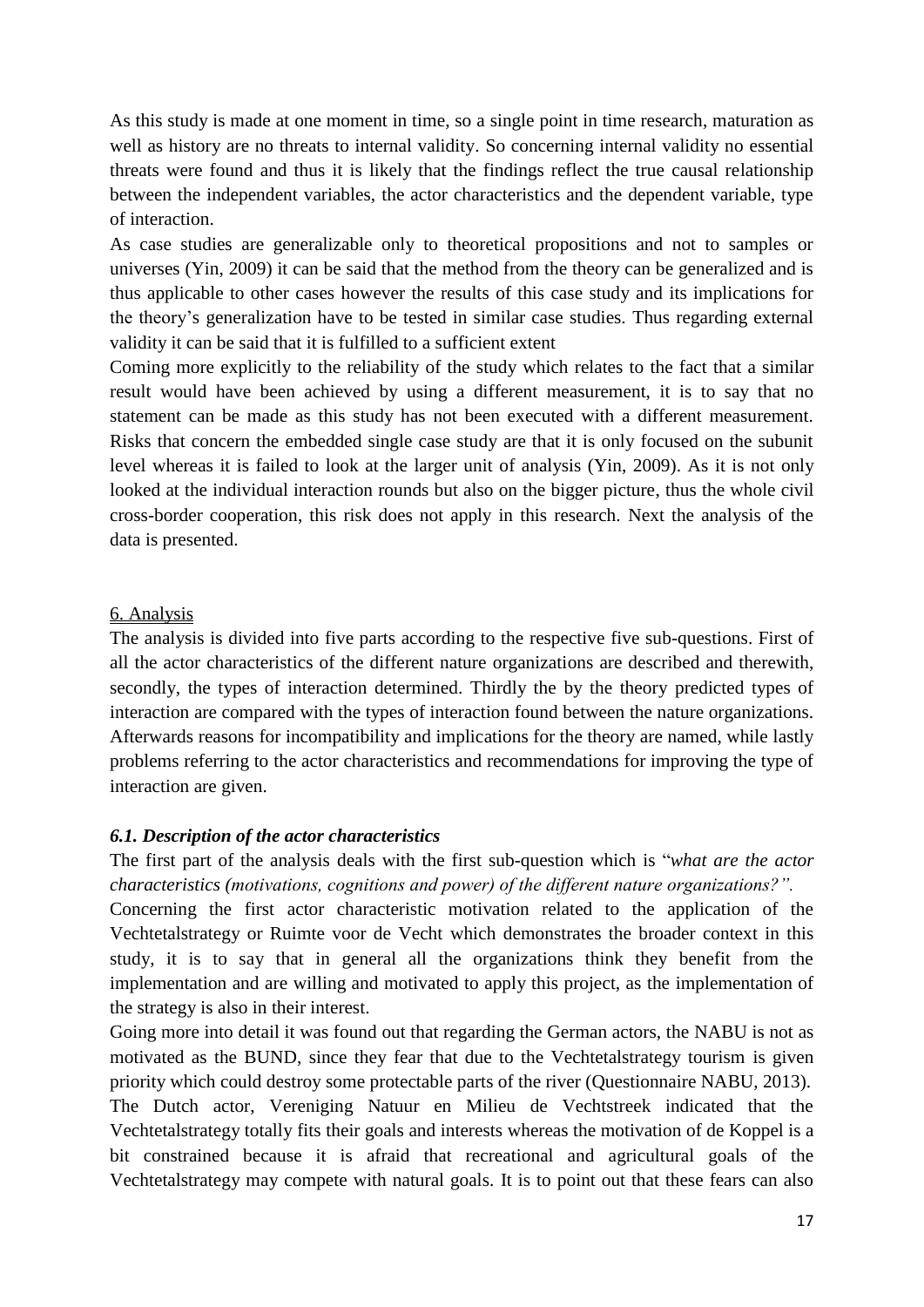As this study is made at one moment in time, so a single point in time research, maturation as well as history are no threats to internal validity. So concerning internal validity no essential threats were found and thus it is likely that the findings reflect the true causal relationship between the independent variables, the actor characteristics and the dependent variable, type of interaction.

As case studies are generalizable only to theoretical propositions and not to samples or universes (Yin, 2009) it can be said that the method from the theory can be generalized and is thus applicable to other cases however the results of this case study and its implications for the theory's generalization have to be tested in similar case studies. Thus regarding external validity it can be said that it is fulfilled to a sufficient extent

Coming more explicitly to the reliability of the study which relates to the fact that a similar result would have been achieved by using a different measurement, it is to say that no statement can be made as this study has not been executed with a different measurement. Risks that concern the embedded single case study are that it is only focused on the subunit level whereas it is failed to look at the larger unit of analysis (Yin, 2009). As it is not only looked at the individual interaction rounds but also on the bigger picture, thus the whole civil cross-border cooperation, this risk does not apply in this research. Next the analysis of the data is presented.

## 6. Analysis

The analysis is divided into five parts according to the respective five sub-questions. First of all the actor characteristics of the different nature organizations are described and therewith, secondly, the types of interaction determined. Thirdly the by the theory predicted types of interaction are compared with the types of interaction found between the nature organizations. Afterwards reasons for incompatibility and implications for the theory are named, while lastly problems referring to the actor characteristics and recommendations for improving the type of interaction are given.

### *6.1. Description of the actor characteristics*

The first part of the analysis deals with the first sub-question which is "*what are the actor characteristics (motivations, cognitions and power) of the different nature organizations?".*

Concerning the first actor characteristic motivation related to the application of the Vechtetalstrategy or Ruimte voor de Vecht which demonstrates the broader context in this study, it is to say that in general all the organizations think they benefit from the implementation and are willing and motivated to apply this project, as the implementation of the strategy is also in their interest.

Going more into detail it was found out that regarding the German actors, the NABU is not as motivated as the BUND, since they fear that due to the Vechtetalstrategy tourism is given priority which could destroy some protectable parts of the river (Questionnaire NABU, 2013).

The Dutch actor, Vereniging Natuur en Milieu de Vechtstreek indicated that the Vechtetalstrategy totally fits their goals and interests whereas the motivation of de Koppel is a bit constrained because it is afraid that recreational and agricultural goals of the Vechtetalstrategy may compete with natural goals. It is to point out that these fears can also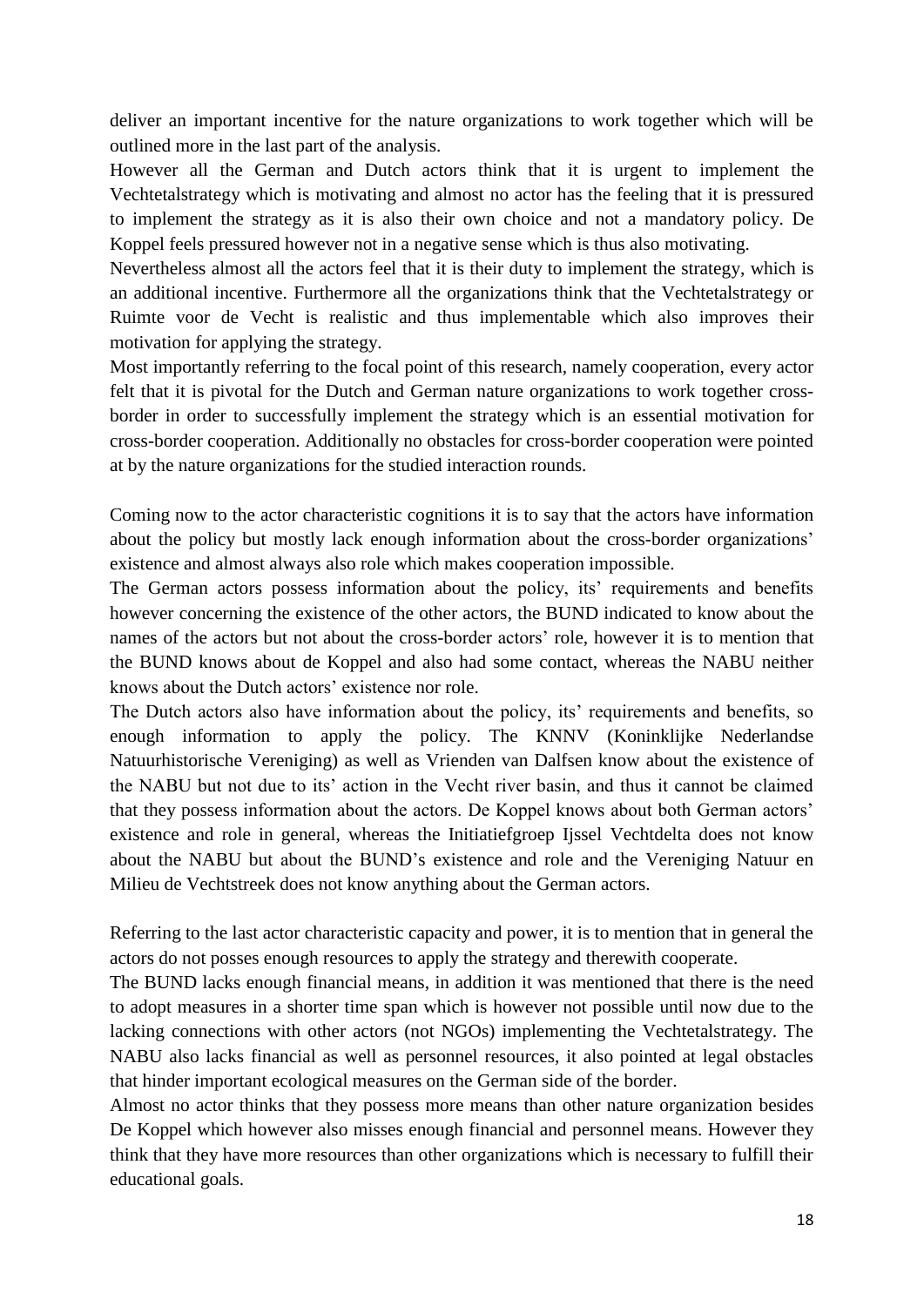deliver an important incentive for the nature organizations to work together which will be outlined more in the last part of the analysis.

However all the German and Dutch actors think that it is urgent to implement the Vechtetalstrategy which is motivating and almost no actor has the feeling that it is pressured to implement the strategy as it is also their own choice and not a mandatory policy. De Koppel feels pressured however not in a negative sense which is thus also motivating.

Nevertheless almost all the actors feel that it is their duty to implement the strategy, which is an additional incentive. Furthermore all the organizations think that the Vechtetalstrategy or Ruimte voor de Vecht is realistic and thus implementable which also improves their motivation for applying the strategy.

Most importantly referring to the focal point of this research, namely cooperation, every actor felt that it is pivotal for the Dutch and German nature organizations to work together cross-border in order to successfully implement the strategy which is an essential motivation for cross-border cooperation. Additionally no obstacles for cross-border cooperation were pointed at by the nature organizations for the studied interaction rounds.

Coming now to the actor characteristic cognitions it is to say that the actors have information about the policy but mostly lack enough information about the cross-border organizations' existence and almost always also role which makes cooperation impossible.

The German actors possess information about the policy, its' requirements and benefits however concerning the existence of the other actors, the BUND indicated to know about the names of the actors but not about the cross-border actors' role, however it is to mention that the BUND knows about de Koppel and also had some contact, whereas the NABU neither knows about the Dutch actors' existence nor role.

The Dutch actors also have information about the policy, its' requirements and benefits, so enough information to apply the policy. The KNNV (Koninklijke Nederlandse Natuurhistorische Vereniging) as well as Vrienden van Dalfsen know about the existence of the NABU but not due to its' action in the Vecht river basin, and thus it cannot be claimed that they possess information about the actors. De Koppel knows about both German actors' existence and role in general, whereas the Initiatiefgroep Ijssel Vechtdelta does not know about the NABU but about the BUND's existence and role and the Vereniging Natuur en Milieu de Vechtstreek does not know anything about the German actors.

Referring to the last actor characteristic capacity and power, it is to mention that in general the actors do not posses enough resources to apply the strategy and therewith cooperate.

The BUND lacks enough financial means, in addition it was mentioned that there is the need to adopt measures in a shorter time span which is however not possible until now due to the lacking connections with other actors (not NGOs) implementing the Vechtetalstrategy. The NABU also lacks financial as well as personnel resources, it also pointed at legal obstacles that hinder important ecological measures on the German side of the border.

Almost no actor thinks that they possess more means than other nature organization besides De Koppel which however also misses enough financial and personnel means. However they think that they have more resources than other organizations which is necessary to fulfill their educational goals.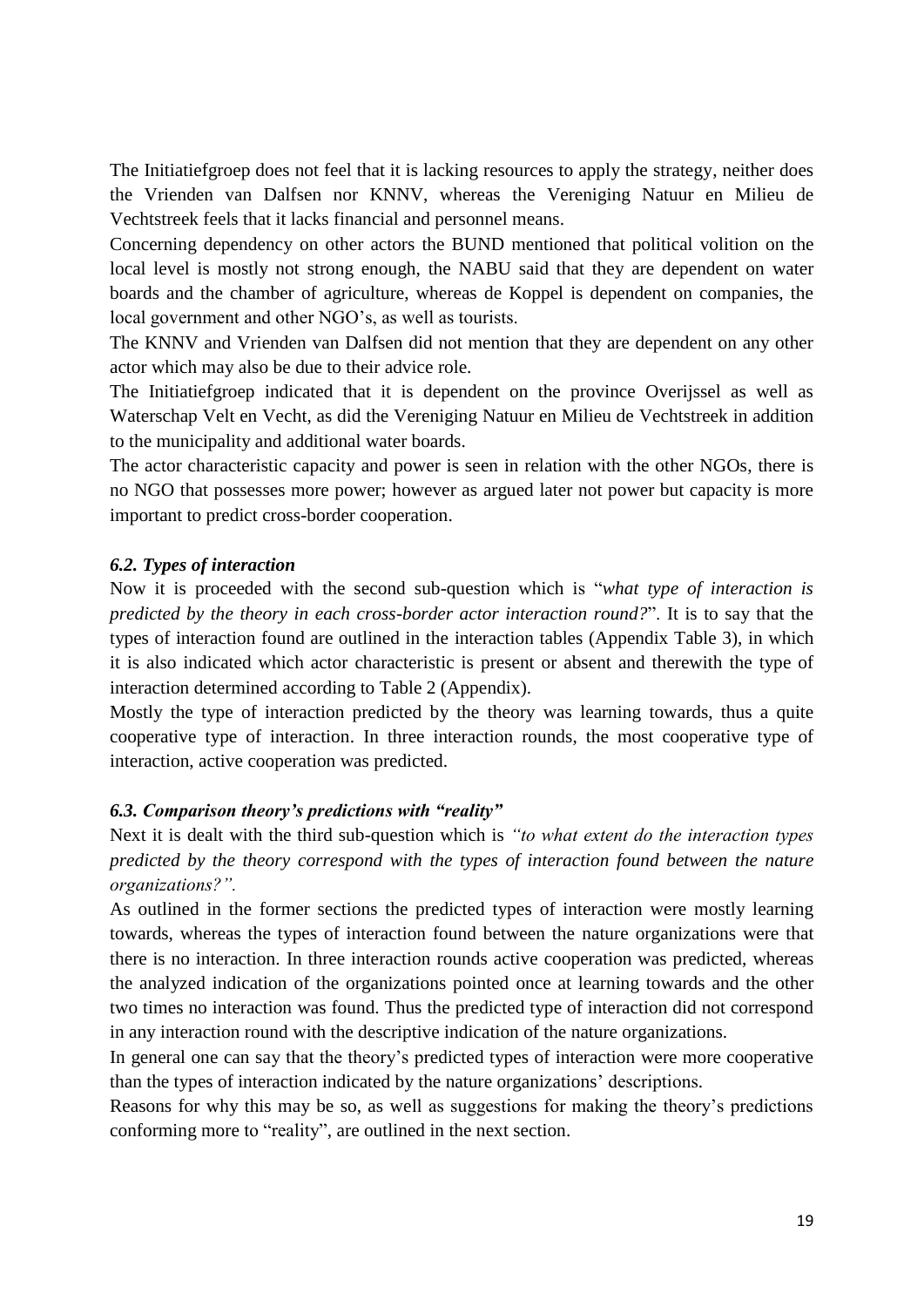The Initiatiefgroep does not feel that it is lacking resources to apply the strategy, neither does the Vrienden van Dalfsen nor KNNV, whereas the Vereniging Natuur en Milieu de Vechtstreek feels that it lacks financial and personnel means.

Concerning dependency on other actors the BUND mentioned that political volition on the local level is mostly not strong enough, the NABU said that they are dependent on water boards and the chamber of agriculture, whereas de Koppel is dependent on companies, the local government and other NGO's, as well as tourists.

The KNNV and Vrienden van Dalfsen did not mention that they are dependent on any other actor which may also be due to their advice role.

The Initiatiefgroep indicated that it is dependent on the province Overijssel as well as Waterschap Velt en Vecht, as did the Vereniging Natuur en Milieu de Vechtstreek in addition to the municipality and additional water boards.

The actor characteristic capacity and power is seen in relation with the other NGOs, there is no NGO that possesses more power; however as argued later not power but capacity is more important to predict cross-border cooperation.

### *6.2. Types of interaction*

Now it is proceeded with the second sub-question which is "*what type of interaction is predicted by the theory in each cross-border actor interaction round?*". It is to say that the types of interaction found are outlined in the interaction tables (Appendix Table 3), in which it is also indicated which actor characteristic is present or absent and therewith the type of interaction determined according to Table 2 (Appendix).

Mostly the type of interaction predicted by the theory was learning towards, thus a quite cooperative type of interaction. In three interaction rounds, the most cooperative type of interaction, active cooperation was predicted.

### *6.3. Comparison theory's predictions with "reality"*

Next it is dealt with the third sub-question which is *"to what extent do the interaction types predicted by the theory correspond with the types of interaction found between the nature organizations?".*

As outlined in the former sections the predicted types of interaction were mostly learning towards, whereas the types of interaction found between the nature organizations were that there is no interaction. In three interaction rounds active cooperation was predicted, whereas the analyzed indication of the organizations pointed once at learning towards and the other two times no interaction was found. Thus the predicted type of interaction did not correspond in any interaction round with the descriptive indication of the nature organizations.

In general one can say that the theory's predicted types of interaction were more cooperative than the types of interaction indicated by the nature organizations' descriptions.

Reasons for why this may be so, as well as suggestions for making the theory's predictions conforming more to "reality", are outlined in the next section.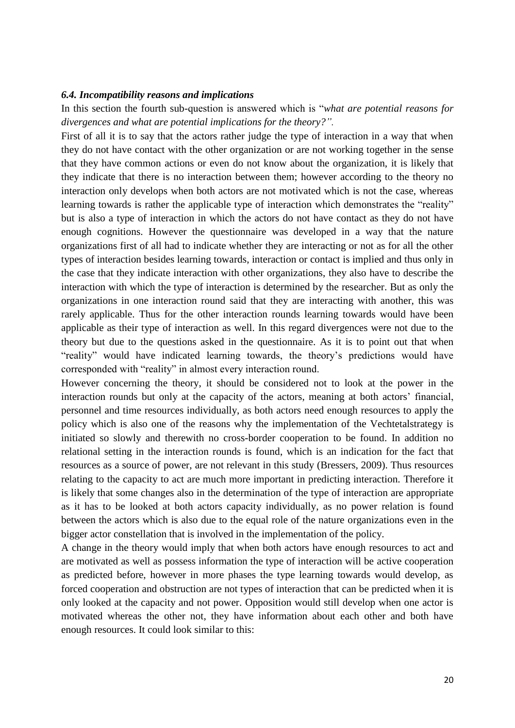### *6.4. Incompatibility reasons and implications*

In this section the fourth sub-question is answered which is "*what are potential reasons for divergences and what are potential implications for the theory?".*

First of all it is to say that the actors rather judge the type of interaction in a way that when they do not have contact with the other organization or are not working together in the sense that they have common actions or even do not know about the organization, it is likely that they indicate that there is no interaction between them; however according to the theory no interaction only develops when both actors are not motivated which is not the case, whereas learning towards is rather the applicable type of interaction which demonstrates the "reality" but is also a type of interaction in which the actors do not have contact as they do not have enough cognitions. However the questionnaire was developed in a way that the nature organizations first of all had to indicate whether they are interacting or not as for all the other types of interaction besides learning towards, interaction or contact is implied and thus only in the case that they indicate interaction with other organizations, they also have to describe the interaction with which the type of interaction is determined by the researcher. But as only the organizations in one interaction round said that they are interacting with another, this was rarely applicable. Thus for the other interaction rounds learning towards would have been applicable as their type of interaction as well. In this regard divergences were not due to the theory but due to the questions asked in the questionnaire. As it is to point out that when "reality" would have indicated learning towards, the theory's predictions would have corresponded with "reality" in almost every interaction round.

However concerning the theory, it should be considered not to look at the power in the interaction rounds but only at the capacity of the actors, meaning at both actors' financial, personnel and time resources individually, as both actors need enough resources to apply the policy which is also one of the reasons why the implementation of the Vechtetalstrategy is initiated so slowly and therewith no cross-border cooperation to be found. In addition no relational setting in the interaction rounds is found, which is an indication for the fact that resources as a source of power, are not relevant in this study (Bressers, 2009). Thus resources relating to the capacity to act are much more important in predicting interaction. Therefore it is likely that some changes also in the determination of the type of interaction are appropriate as it has to be looked at both actors capacity individually, as no power relation is found between the actors which is also due to the equal role of the nature organizations even in the bigger actor constellation that is involved in the implementation of the policy.

A change in the theory would imply that when both actors have enough resources to act and are motivated as well as possess information the type of interaction will be active cooperation as predicted before, however in more phases the type learning towards would develop, as forced cooperation and obstruction are not types of interaction that can be predicted when it is only looked at the capacity and not power. Opposition would still develop when one actor is motivated whereas the other not, they have information about each other and both have enough resources. It could look similar to this: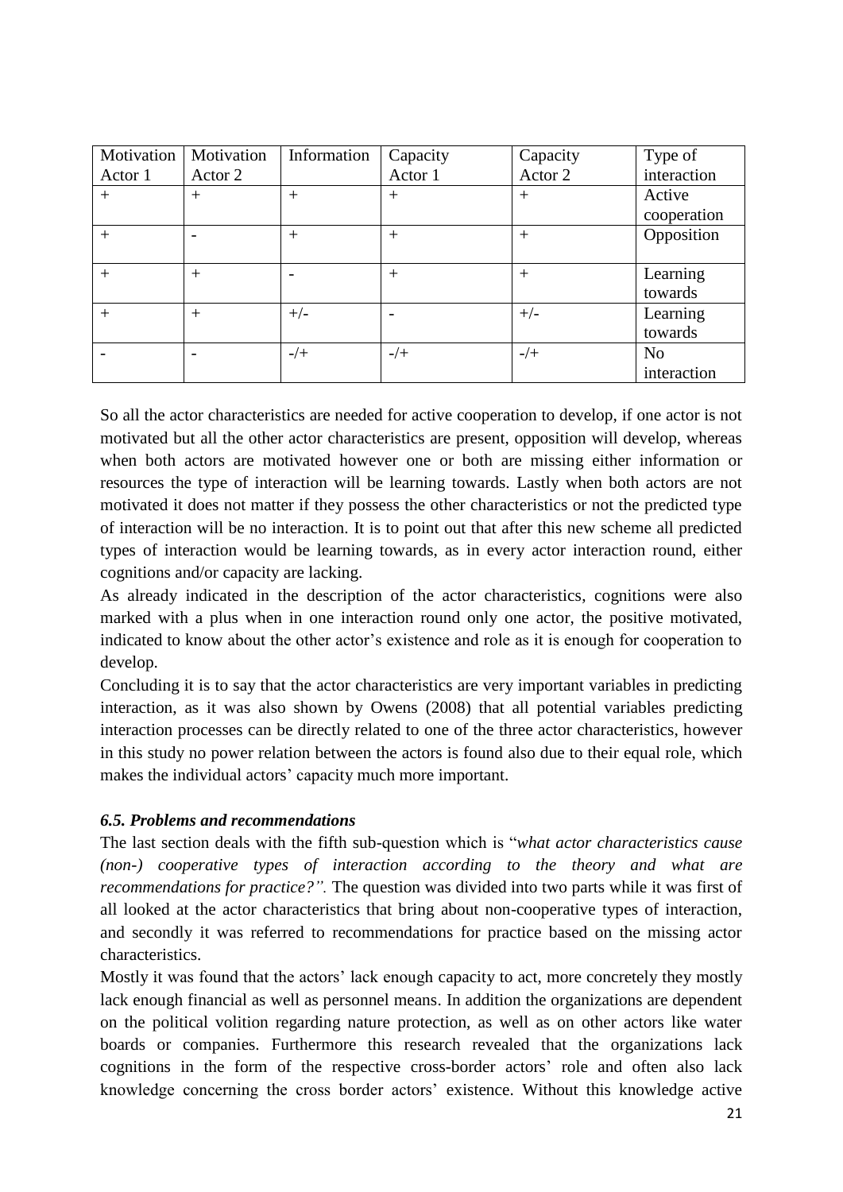| Motivation Actor 1 | Motivation Actor 2 | Information | Capacity Actor 1 | Capacity Actor 2 | Type of interaction |
|---|---|---|---|---|---|
| + | + | + | + | + | Active cooperation |
| + | - | + | + | + | Opposition |
| + | + | - | + | + | Learning towards |
| + | + | +/- | - | +/- | Learning towards |
| - | - | -/+ | -/+ | -/+ | No interaction |

So all the actor characteristics are needed for active cooperation to develop, if one actor is not motivated but all the other actor characteristics are present, opposition will develop, whereas when both actors are motivated however one or both are missing either information or resources the type of interaction will be learning towards. Lastly when both actors are not motivated it does not matter if they possess the other characteristics or not the predicted type of interaction will be no interaction. It is to point out that after this new scheme all predicted types of interaction would be learning towards, as in every actor interaction round, either cognitions and/or capacity are lacking.

As already indicated in the description of the actor characteristics, cognitions were also marked with a plus when in one interaction round only one actor, the positive motivated, indicated to know about the other actor's existence and role as it is enough for cooperation to develop.

Concluding it is to say that the actor characteristics are very important variables in predicting interaction, as it was also shown by Owens (2008) that all potential variables predicting interaction processes can be directly related to one of the three actor characteristics, however in this study no power relation between the actors is found also due to their equal role, which makes the individual actors' capacity much more important.

### *6.5. Problems and recommendations*

The last section deals with the fifth sub-question which is "*what actor characteristics cause (non-) cooperative types of interaction according to the theory and what are recommendations for practice?".* The question was divided into two parts while it was first of all looked at the actor characteristics that bring about non-cooperative types of interaction, and secondly it was referred to recommendations for practice based on the missing actor characteristics.

Mostly it was found that the actors' lack enough capacity to act, more concretely they mostly lack enough financial as well as personnel means. In addition the organizations are dependent on the political volition regarding nature protection, as well as on other actors like water boards or companies. Furthermore this research revealed that the organizations lack cognitions in the form of the respective cross-border actors' role and often also lack knowledge concerning the cross border actors' existence. Without this knowledge active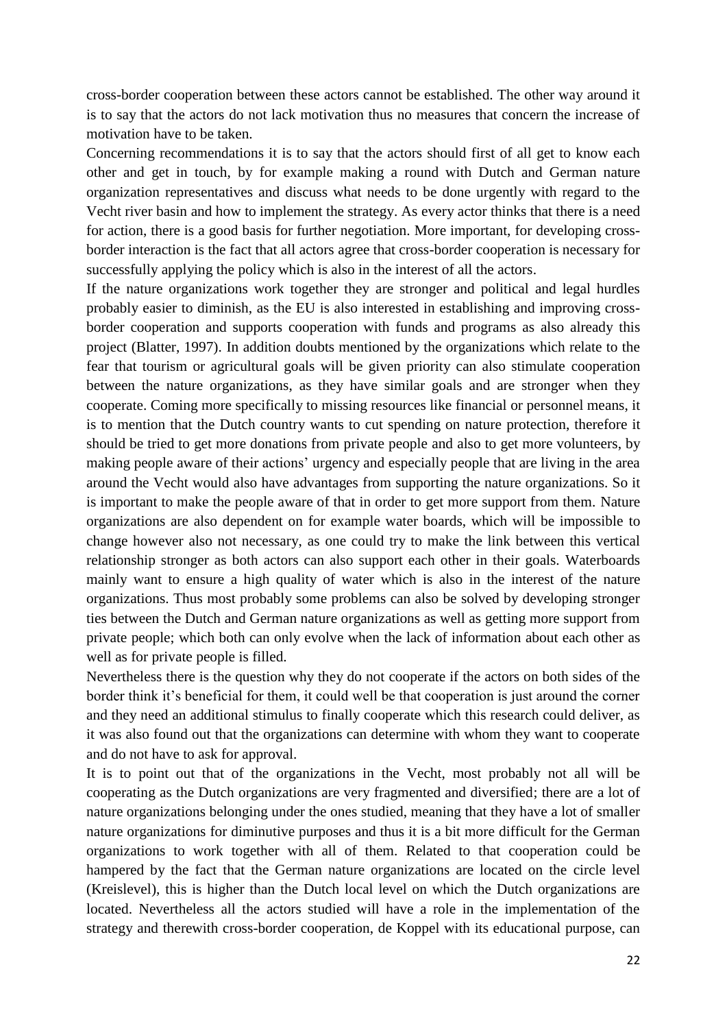cross-border cooperation between these actors cannot be established. The other way around it is to say that the actors do not lack motivation thus no measures that concern the increase of motivation have to be taken.

Concerning recommendations it is to say that the actors should first of all get to know each other and get in touch, by for example making a round with Dutch and German nature organization representatives and discuss what needs to be done urgently with regard to the Vecht river basin and how to implement the strategy. As every actor thinks that there is a need for action, there is a good basis for further negotiation. More important, for developing cross-border interaction is the fact that all actors agree that cross-border cooperation is necessary for successfully applying the policy which is also in the interest of all the actors.

If the nature organizations work together they are stronger and political and legal hurdles probably easier to diminish, as the EU is also interested in establishing and improving cross-border cooperation and supports cooperation with funds and programs as also already this project (Blatter, 1997). In addition doubts mentioned by the organizations which relate to the fear that tourism or agricultural goals will be given priority can also stimulate cooperation between the nature organizations, as they have similar goals and are stronger when they cooperate. Coming more specifically to missing resources like financial or personnel means, it is to mention that the Dutch country wants to cut spending on nature protection, therefore it should be tried to get more donations from private people and also to get more volunteers, by making people aware of their actions' urgency and especially people that are living in the area around the Vecht would also have advantages from supporting the nature organizations. So it is important to make the people aware of that in order to get more support from them. Nature organizations are also dependent on for example water boards, which will be impossible to change however also not necessary, as one could try to make the link between this vertical relationship stronger as both actors can also support each other in their goals. Waterboards mainly want to ensure a high quality of water which is also in the interest of the nature organizations. Thus most probably some problems can also be solved by developing stronger ties between the Dutch and German nature organizations as well as getting more support from private people; which both can only evolve when the lack of information about each other as well as for private people is filled.

Nevertheless there is the question why they do not cooperate if the actors on both sides of the border think it's beneficial for them, it could well be that cooperation is just around the corner and they need an additional stimulus to finally cooperate which this research could deliver, as it was also found out that the organizations can determine with whom they want to cooperate and do not have to ask for approval.

It is to point out that of the organizations in the Vecht, most probably not all will be cooperating as the Dutch organizations are very fragmented and diversified; there are a lot of nature organizations belonging under the ones studied, meaning that they have a lot of smaller nature organizations for diminutive purposes and thus it is a bit more difficult for the German organizations to work together with all of them. Related to that cooperation could be hampered by the fact that the German nature organizations are located on the circle level (Kreislevel), this is higher than the Dutch local level on which the Dutch organizations are located. Nevertheless all the actors studied will have a role in the implementation of the strategy and therewith cross-border cooperation, de Koppel with its educational purpose, can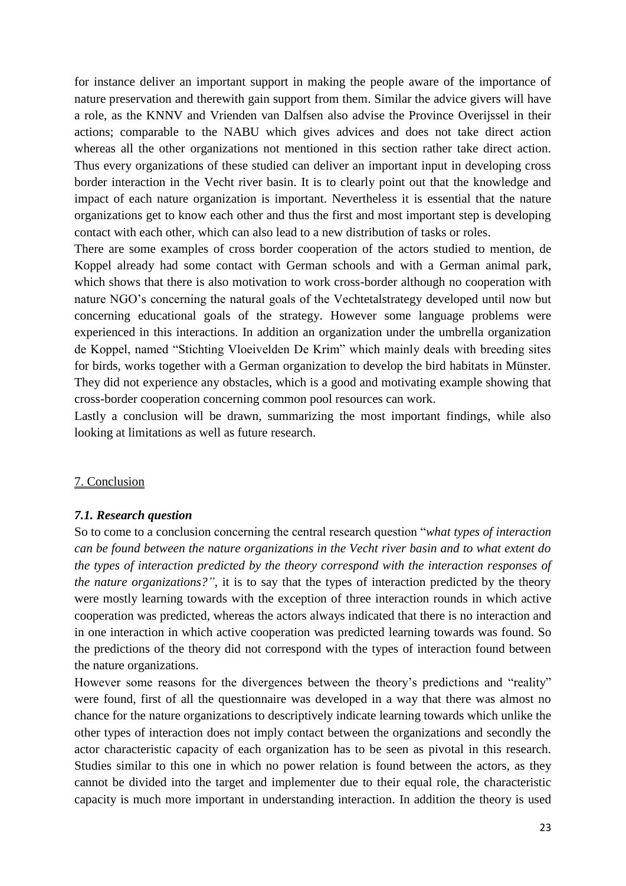for instance deliver an important support in making the people aware of the importance of nature preservation and therewith gain support from them. Similar the advice givers will have a role, as the KNNV and Vrienden van Dalfsen also advise the Province Overijssel in their actions; comparable to the NABU which gives advices and does not take direct action whereas all the other organizations not mentioned in this section rather take direct action. Thus every organizations of these studied can deliver an important input in developing cross border interaction in the Vecht river basin. It is to clearly point out that the knowledge and impact of each nature organization is important. Nevertheless it is essential that the nature organizations get to know each other and thus the first and most important step is developing contact with each other, which can also lead to a new distribution of tasks or roles.

There are some examples of cross border cooperation of the actors studied to mention, de Koppel already had some contact with German schools and with a German animal park, which shows that there is also motivation to work cross-border although no cooperation with nature NGO's concerning the natural goals of the Vechtetalstrategy developed until now but concerning educational goals of the strategy. However some language problems were experienced in this interactions. In addition an organization under the umbrella organization de Koppel, named "Stichting Vloeivelden De Krim" which mainly deals with breeding sites for birds, works together with a German organization to develop the bird habitats in Münster. They did not experience any obstacles, which is a good and motivating example showing that cross-border cooperation concerning common pool resources can work.

Lastly a conclusion will be drawn, summarizing the most important findings, while also looking at limitations as well as future research.

## 7. Conclusion

### *7.1. Research question*

So to come to a conclusion concerning the central research question "*what types of interaction can be found between the nature organizations in the Vecht river basin and to what extent do the types of interaction predicted by the theory correspond with the interaction responses of the nature organizations?"*, it is to say that the types of interaction predicted by the theory were mostly learning towards with the exception of three interaction rounds in which active cooperation was predicted, whereas the actors always indicated that there is no interaction and in one interaction in which active cooperation was predicted learning towards was found. So the predictions of the theory did not correspond with the types of interaction found between the nature organizations.

However some reasons for the divergences between the theory's predictions and "reality" were found, first of all the questionnaire was developed in a way that there was almost no chance for the nature organizations to descriptively indicate learning towards which unlike the other types of interaction does not imply contact between the organizations and secondly the actor characteristic capacity of each organization has to be seen as pivotal in this research. Studies similar to this one in which no power relation is found between the actors, as they cannot be divided into the target and implementer due to their equal role, the characteristic capacity is much more important in understanding interaction. In addition the theory is used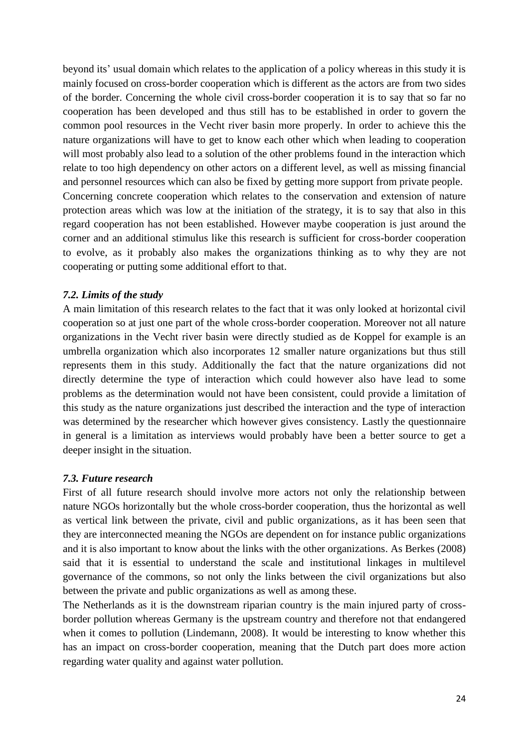beyond its' usual domain which relates to the application of a policy whereas in this study it is mainly focused on cross-border cooperation which is different as the actors are from two sides of the border. Concerning the whole civil cross-border cooperation it is to say that so far no cooperation has been developed and thus still has to be established in order to govern the common pool resources in the Vecht river basin more properly. In order to achieve this the nature organizations will have to get to know each other which when leading to cooperation will most probably also lead to a solution of the other problems found in the interaction which relate to too high dependency on other actors on a different level, as well as missing financial and personnel resources which can also be fixed by getting more support from private people.
Concerning concrete cooperation which relates to the conservation and extension of nature protection areas which was low at the initiation of the strategy, it is to say that also in this regard cooperation has not been established. However maybe cooperation is just around the corner and an additional stimulus like this research is sufficient for cross-border cooperation to evolve, as it probably also makes the organizations thinking as to why they are not cooperating or putting some additional effort to that.

### *7.2. Limits of the study*

A main limitation of this research relates to the fact that it was only looked at horizontal civil cooperation so at just one part of the whole cross-border cooperation. Moreover not all nature organizations in the Vecht river basin were directly studied as de Koppel for example is an umbrella organization which also incorporates 12 smaller nature organizations but thus still represents them in this study. Additionally the fact that the nature organizations did not directly determine the type of interaction which could however also have lead to some problems as the determination would not have been consistent, could provide a limitation of this study as the nature organizations just described the interaction and the type of interaction was determined by the researcher which however gives consistency. Lastly the questionnaire in general is a limitation as interviews would probably have been a better source to get a deeper insight in the situation.

### *7.3. Future research*

First of all future research should involve more actors not only the relationship between nature NGOs horizontally but the whole cross-border cooperation, thus the horizontal as well as vertical link between the private, civil and public organizations, as it has been seen that they are interconnected meaning the NGOs are dependent on for instance public organizations and it is also important to know about the links with the other organizations. As Berkes (2008) said that it is essential to understand the scale and institutional linkages in multilevel governance of the commons, so not only the links between the civil organizations but also between the private and public organizations as well as among these.
The Netherlands as it is the downstream riparian country is the main injured party of cross-border pollution whereas Germany is the upstream country and therefore not that endangered when it comes to pollution (Lindemann, 2008). It would be interesting to know whether this has an impact on cross-border cooperation, meaning that the Dutch part does more action regarding water quality and against water pollution.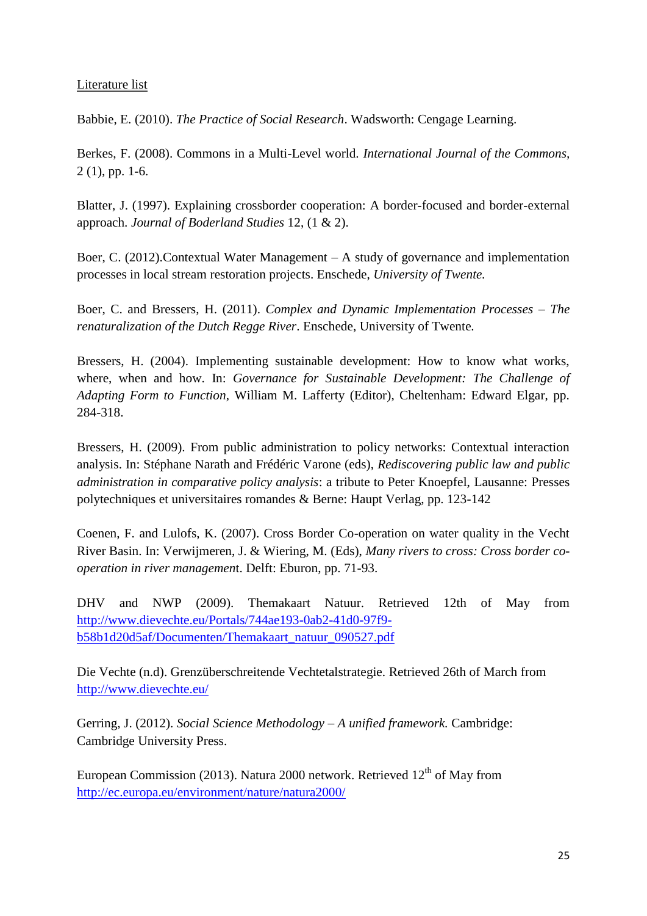Literature list

Babbie, E. (2010). *The Practice of Social Research*. Wadsworth: Cengage Learning.

Berkes, F. (2008). Commons in a Multi-Level world. *International Journal of the Commons,* 2 (1), pp. 1-6.

Blatter, J. (1997). Explaining crossborder cooperation: A border-focused and border-external approach. *Journal of Boderland Studies* 12, (1 & 2).

Boer, C. (2012).Contextual Water Management – A study of governance and implementation processes in local stream restoration projects. Enschede, *University of Twente.*

Boer, C. and Bressers, H. (2011). *Complex and Dynamic Implementation Processes – The renaturalization of the Dutch Regge River*. Enschede, University of Twente.

Bressers, H. (2004). Implementing sustainable development: How to know what works, where, when and how. In: *Governance for Sustainable Development: The Challenge of Adapting Form to Function*, William M. Lafferty (Editor), Cheltenham: Edward Elgar, pp. 284-318.

Bressers, H. (2009). From public administration to policy networks: Contextual interaction analysis. In: Stéphane Narath and Frédéric Varone (eds), *Rediscovering public law and public administration in comparative policy analysis*: a tribute to Peter Knoepfel, Lausanne: Presses polytechniques et universitaires romandes & Berne: Haupt Verlag, pp. 123-142

Coenen, F. and Lulofs, K. (2007). Cross Border Co-operation on water quality in the Vecht River Basin. In: Verwijmeren, J. & Wiering, M. (Eds), *Many rivers to cross: Cross border co-operation in river managemen*t. Delft: Eburon, pp. 71-93.

DHV and NWP (2009). Themakaart Natuur. Retrieved 12th of May from http://www.dievechte.eu/Portals/744ae193-0ab2-41d0-97f9-b58b1d20d5af/Documenten/Themakaart_natuur_090527.pdf

Die Vechte (n.d). Grenzüberschreitende Vechtetalstrategie. Retrieved 26th of March from http://www.dievechte.eu/

Gerring, J. (2012). *Social Science Methodology – A unified framework.* Cambridge: Cambridge University Press.

European Commission (2013). Natura 2000 network. Retrieved 12th of May from http://ec.europa.eu/environment/nature/natura2000/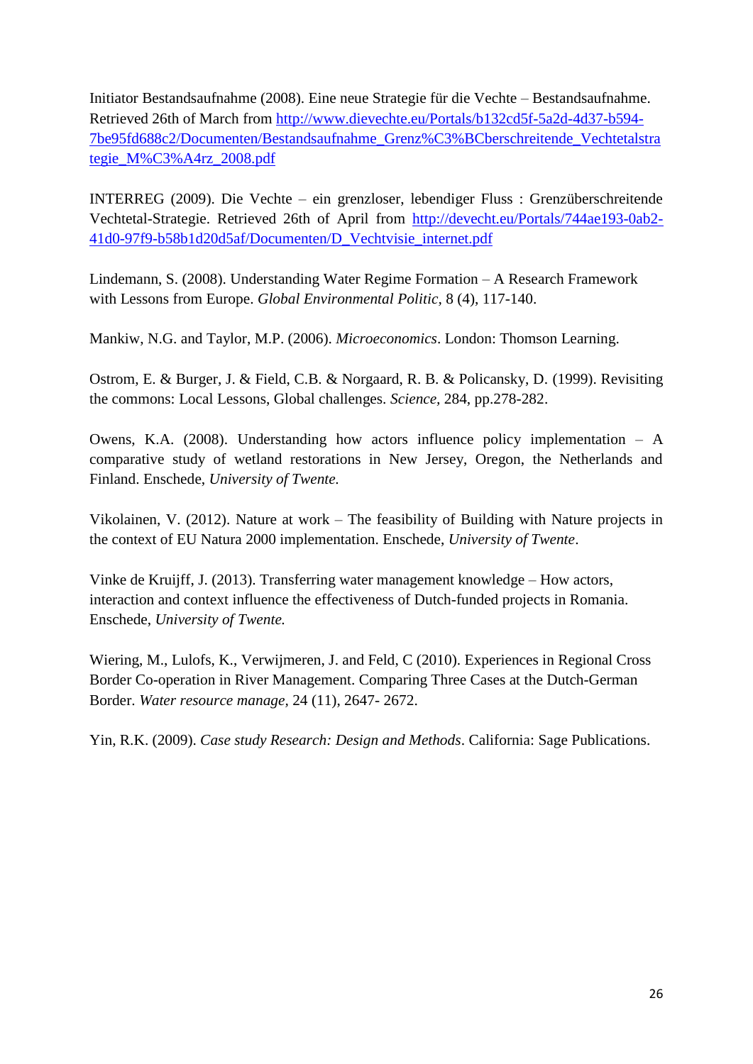Initiator Bestandsaufnahme (2008). Eine neue Strategie für die Vechte – Bestandsaufnahme. Retrieved 26th of March from http://www.dievechte.eu/Portals/b132cd5f-5a2d-4d37-b594-7be95fd688c2/Documenten/Bestandsaufnahme_Grenz%C3%BCberschreitende_Vechtetalstrategie_M%C3%A4rz_2008.pdf

INTERREG (2009). Die Vechte – ein grenzloser, lebendiger Fluss : Grenzüberschreitende Vechtetal-Strategie. Retrieved 26th of April from http://devecht.eu/Portals/744ae193-0ab2-41d0-97f9-b58b1d20d5af/Documenten/D_Vechtvisie_internet.pdf

Lindemann, S. (2008). Understanding Water Regime Formation – A Research Framework with Lessons from Europe. *Global Environmental Politic,* 8 (4), 117-140.

Mankiw, N.G. and Taylor, M.P. (2006). *Microeconomics*. London: Thomson Learning.

Ostrom, E. & Burger, J. & Field, C.B. & Norgaard, R. B. & Policansky, D. (1999). Revisiting the commons: Local Lessons, Global challenges. *Science,* 284, pp.278-282.

Owens, K.A. (2008). Understanding how actors influence policy implementation – A comparative study of wetland restorations in New Jersey, Oregon, the Netherlands and Finland. Enschede, *University of Twente.*

Vikolainen, V. (2012). Nature at work – The feasibility of Building with Nature projects in the context of EU Natura 2000 implementation. Enschede, *University of Twente*.

Vinke de Kruijff, J. (2013). Transferring water management knowledge – How actors, interaction and context influence the effectiveness of Dutch-funded projects in Romania. Enschede, *University of Twente.*

Wiering, M., Lulofs, K., Verwijmeren, J. and Feld, C (2010). Experiences in Regional Cross Border Co-operation in River Management. Comparing Three Cases at the Dutch-German Border. *Water resource manage,* 24 (11), 2647- 2672.

Yin, R.K. (2009). *Case study Research: Design and Methods*. California: Sage Publications.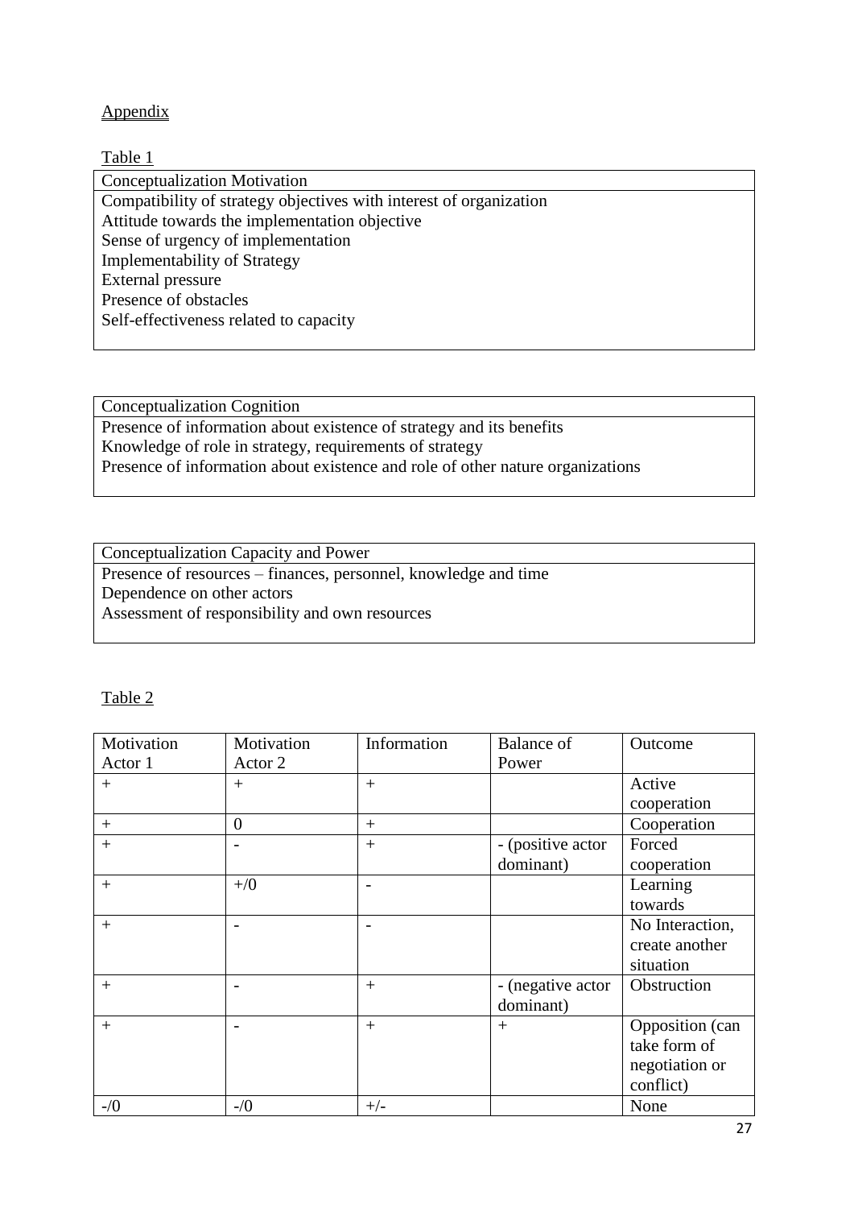Appendix

Table 1

| Conceptualization Motivation |
| --- |
| Compatibility of strategy objectives with interest of organization<br>Attitude towards the implementation objective<br>Sense of urgency of implementation<br>Implementability of Strategy<br>External pressure<br>Presence of obstacles<br>Self-effectiveness related to capacity |

| Conceptualization Cognition |
| --- |
| Presence of information about existence of strategy and its benefits<br>Knowledge of role in strategy, requirements of strategy<br>Presence of information about existence and role of other nature organizations |

| Conceptualization Capacity and Power |
| --- |
| Presence of resources – finances, personnel, knowledge and time<br>Dependence on other actors<br>Assessment of responsibility and own resources |

Table 2

| Motivation Actor 1 | Motivation Actor 2 | Information | Balance of Power | Outcome |
| --- | --- | --- | --- | --- |
| + | + | + | | Active cooperation |
| + | 0 | + | | Cooperation |
| + | - | + | - (positive actor dominant) | Forced cooperation |
| + | +/0 | - | | Learning towards |
| + | - | - | | No Interaction, create another situation |
| + | - | + | - (negative actor dominant) | Obstruction |
| + | - | + | + | Opposition (can take form of negotiation or conflict) |
| -/0 | -/0 | +/- | | None |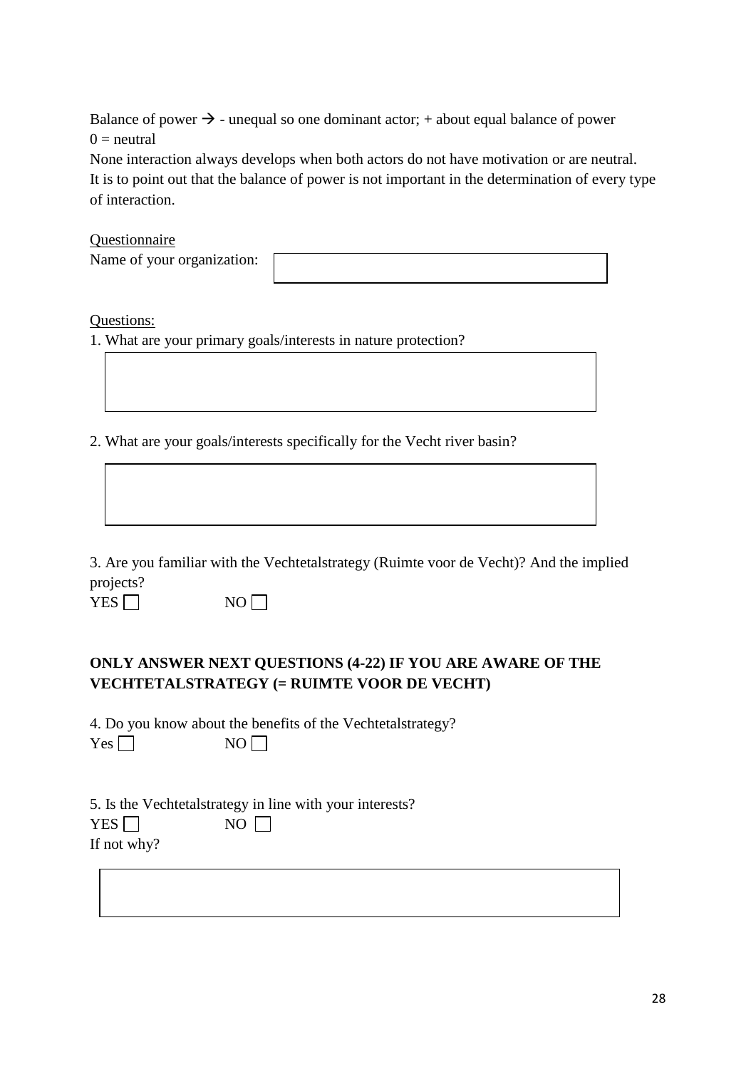Balance of power → - unequal so one dominant actor; + about equal balance of power
0 = neutral
None interaction always develops when both actors do not have motivation or are neutral.
It is to point out that the balance of power is not important in the determination of every type of interaction.

<u>Questionnaire</u>
Name of your organization: ______________________

<u>Questions:</u>

1. What are your primary goals/interests in nature protection?

______________________

2. What are your goals/interests specifically for the Vecht river basin?

______________________

3. Are you familiar with the Vechtetalstrategy (Ruimte voor de Vecht)? And the implied projects?
YES ☐ NO ☐

**ONLY ANSWER NEXT QUESTIONS (4-22) IF YOU ARE AWARE OF THE VECHTETALSTRATEGY (= RUIMTE VOOR DE VECHT)**

4. Do you know about the benefits of the Vechtetalstrategy?
Yes ☐ NO ☐

5. Is the Vechtetalstrategy in line with your interests?
YES ☐ NO ☐
If not why?

______________________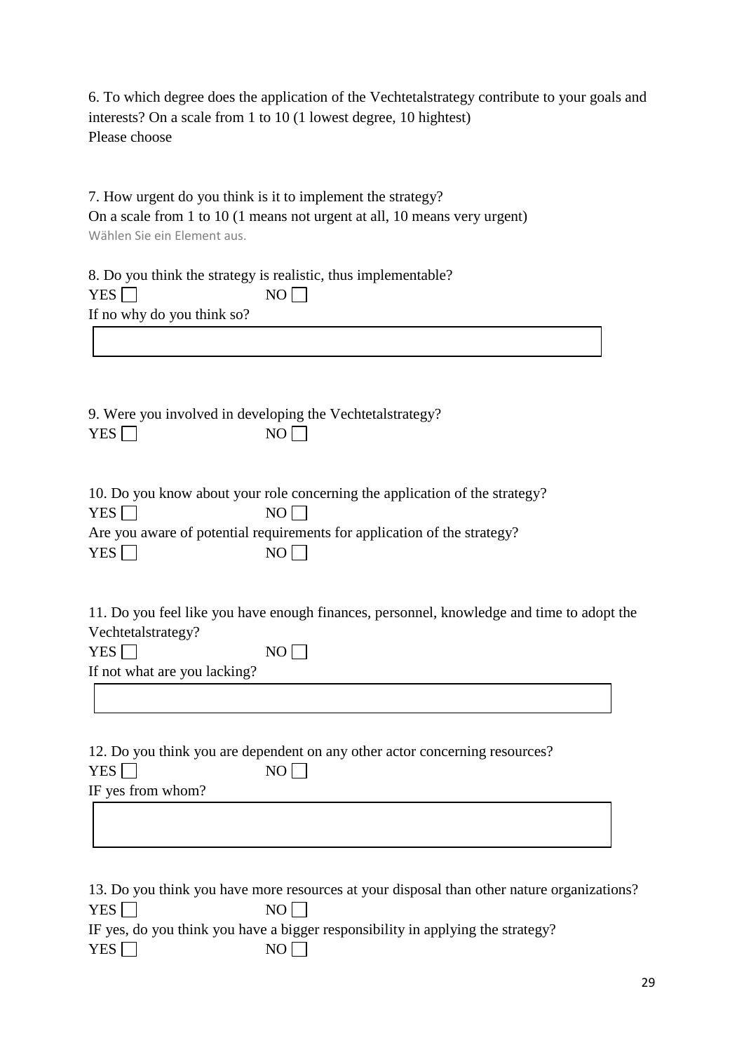6. To which degree does the application of the Vechtetalstrategy contribute to your goals and interests? On a scale from 1 to 10 (1 lowest degree, 10 hightest)
Please choose

7. How urgent do you think is it to implement the strategy?
On a scale from 1 to 10 (1 means not urgent at all, 10 means very urgent)
Wählen Sie ein Element aus.

8. Do you think the strategy is realistic, thus implementable?
YES ☐ NO ☐
If no why do you think so?

9. Were you involved in developing the Vechtetalstrategy?
YES ☐ NO ☐

10. Do you know about your role concerning the application of the strategy?
YES ☐ NO ☐
Are you aware of potential requirements for application of the strategy?
YES ☐ NO ☐

11. Do you feel like you have enough finances, personnel, knowledge and time to adopt the Vechtetalstrategy?
YES ☐ NO ☐
If not what are you lacking?

12. Do you think you are dependent on any other actor concerning resources?
YES ☐ NO ☐
IF yes from whom?

13. Do you think you have more resources at your disposal than other nature organizations?
YES ☐ NO ☐
IF yes, do you think you have a bigger responsibility in applying the strategy?
YES ☐ NO ☐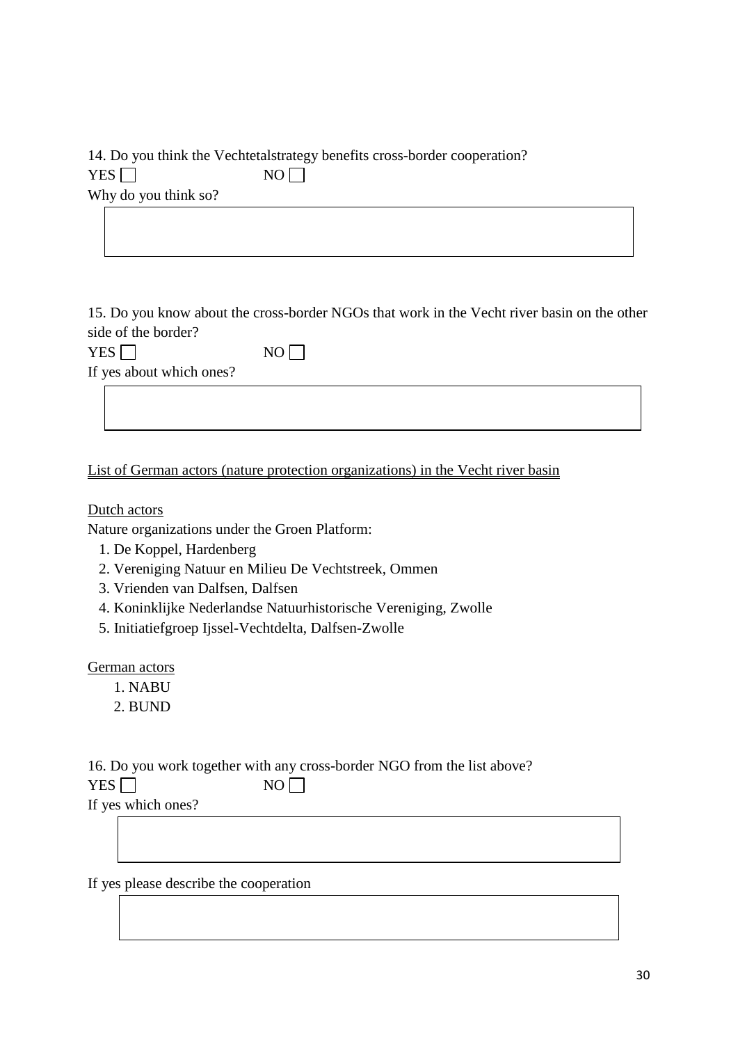14. Do you think the Vechtetalstrategy benefits cross-border cooperation?

YES ☐ NO ☐

Why do you think so?

15. Do you know about the cross-border NGOs that work in the Vecht river basin on the other side of the border?

YES ☐ NO ☐

If yes about which ones?

<u>List of German actors (nature protection organizations) in the Vecht river basin</u>

<u>Dutch actors</u>

Nature organizations under the Groen Platform:

1. De Koppel, Hardenberg
2. Vereniging Natuur en Milieu De Vechtstreek, Ommen
3. Vrienden van Dalfsen, Dalfsen
4. Koninklijke Nederlandse Natuurhistorische Vereniging, Zwolle
5. Initiatiefgroep Ijssel-Vechtdelta, Dalfsen-Zwolle

<u>German actors</u>

1. NABU
2. BUND

16. Do you work together with any cross-border NGO from the list above?

YES ☐ NO ☐

If yes which ones?

If yes please describe the cooperation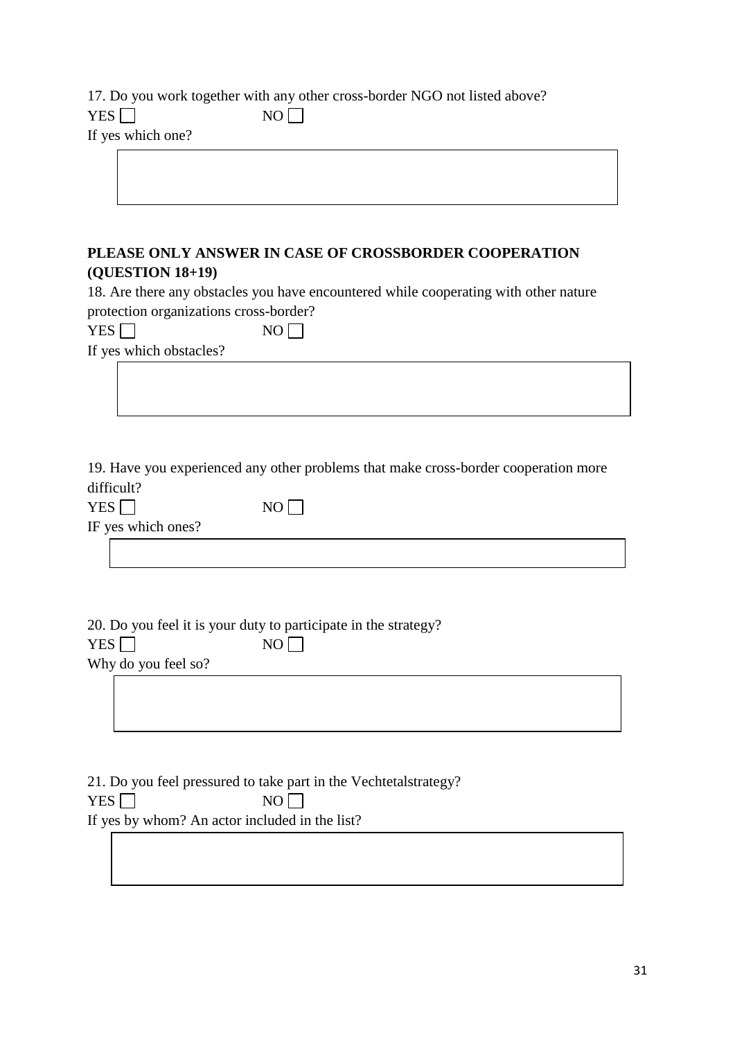17. Do you work together with any other cross-border NGO not listed above?

YES ☐ NO ☐

If yes which one?

| |
|---|
| |

**PLEASE ONLY ANSWER IN CASE OF CROSSBORDER COOPERATION (QUESTION 18+19)**

18. Are there any obstacles you have encountered while cooperating with other nature protection organizations cross-border?

YES ☐ NO ☐

If yes which obstacles?

| |
|---|
| |

19. Have you experienced any other problems that make cross-border cooperation more difficult?

YES ☐ NO ☐

IF yes which ones?

| |
|---|
| |

20. Do you feel it is your duty to participate in the strategy?

YES ☐ NO ☐

Why do you feel so?

| |
|---|
| |

21. Do you feel pressured to take part in the Vechtetalstrategy?

YES ☐ NO ☐

If yes by whom? An actor included in the list?

| |
|---|
| |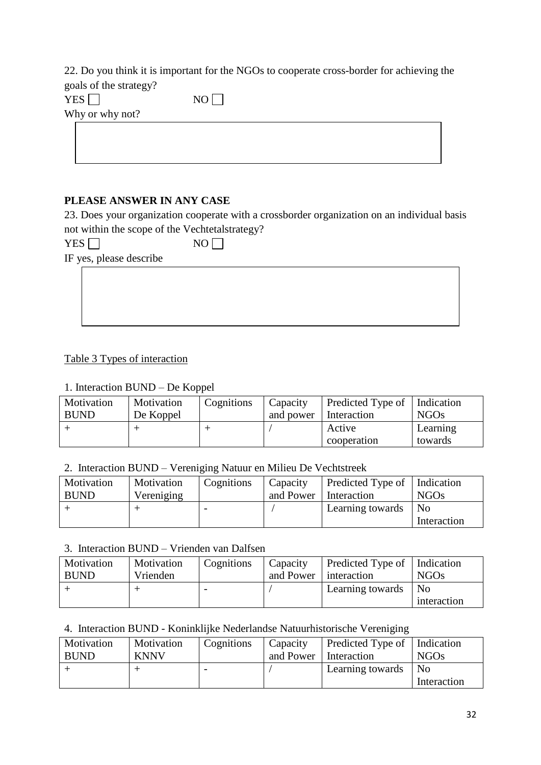22. Do you think it is important for the NGOs to cooperate cross-border for achieving the goals of the strategy?

YES ☐ NO ☐

Why or why not?

**PLEASE ANSWER IN ANY CASE**

23. Does your organization cooperate with a crossborder organization on an individual basis not within the scope of the Vechtetalstrategy?

YES ☐ NO ☐

IF yes, please describe

Table 3 Types of interaction

1. Interaction BUND – De Koppel

| Motivation BUND | Motivation De Koppel | Cognitions | Capacity and power | Predicted Type of Interaction | Indication NGOs |
|---|---|---|---|---|---|
| + | + | + | / | Active cooperation | Learning towards |

2. Interaction BUND – Vereniging Natuur en Milieu De Vechtstreek

| Motivation BUND | Motivation Vereniging | Cognitions | Capacity and Power | Predicted Type of Interaction | Indication NGOs |
|---|---|---|---|---|---|
| + | + | - | / | Learning towards | No Interaction |

3. Interaction BUND – Vrienden van Dalfsen

| Motivation BUND | Motivation Vrienden | Cognitions | Capacity and Power | Predicted Type of interaction | Indication NGOs |
|---|---|---|---|---|---|
| + | + | - | / | Learning towards | No interaction |

4. Interaction BUND - Koninklijke Nederlandse Natuurhistorische Vereniging

| Motivation BUND | Motivation KNNV | Cognitions | Capacity and Power | Predicted Type of Interaction | Indication NGOs |
|---|---|---|---|---|---|
| + | + | - | / | Learning towards | No Interaction |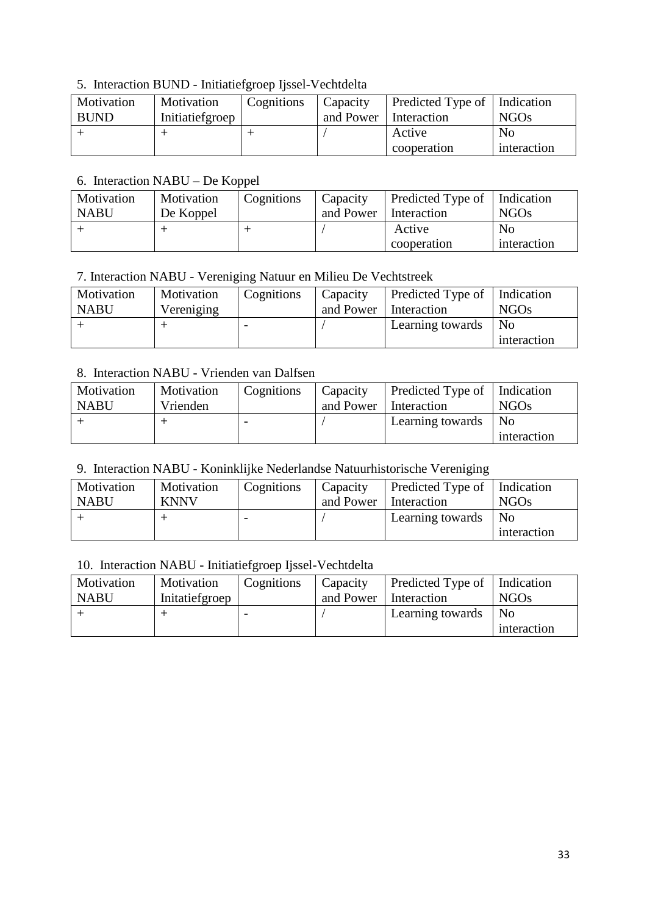5. Interaction BUND - Initiatiefgroep Ijssel-Vechtdelta

| Motivation BUND | Motivation Initiatiefgroep | Cognitions | Capacity and Power | Predicted Type of Interaction | Indication NGOs |
|---|---|---|---|---|---|
| + | + | + | / | Active cooperation | No interaction |

6. Interaction NABU – De Koppel

| Motivation NABU | Motivation De Koppel | Cognitions | Capacity and Power | Predicted Type of Interaction | Indication NGOs |
|---|---|---|---|---|---|
| + | + | + | / | Active cooperation | No interaction |

7. Interaction NABU - Vereniging Natuur en Milieu De Vechtstreek

| Motivation NABU | Motivation Vereniging | Cognitions | Capacity and Power | Predicted Type of Interaction | Indication NGOs |
|---|---|---|---|---|---|
| + | + | - | / | Learning towards | No interaction |

8. Interaction NABU - Vrienden van Dalfsen

| Motivation NABU | Motivation Vrienden | Cognitions | Capacity and Power | Predicted Type of Interaction | Indication NGOs |
|---|---|---|---|---|---|
| + | + | - | / | Learning towards | No interaction |

9. Interaction NABU - Koninklijke Nederlandse Natuurhistorische Vereniging

| Motivation NABU | Motivation KNNV | Cognitions | Capacity and Power | Predicted Type of Interaction | Indication NGOs |
|---|---|---|---|---|---|
| + | + | - | / | Learning towards | No interaction |

10. Interaction NABU - Initiatiefgroep Ijssel-Vechtdelta

| Motivation NABU | Motivation Initatiefgroep | Cognitions | Capacity and Power | Predicted Type of Interaction | Indication NGOs |
|---|---|---|---|---|---|
| + | + | - | / | Learning towards | No interaction |